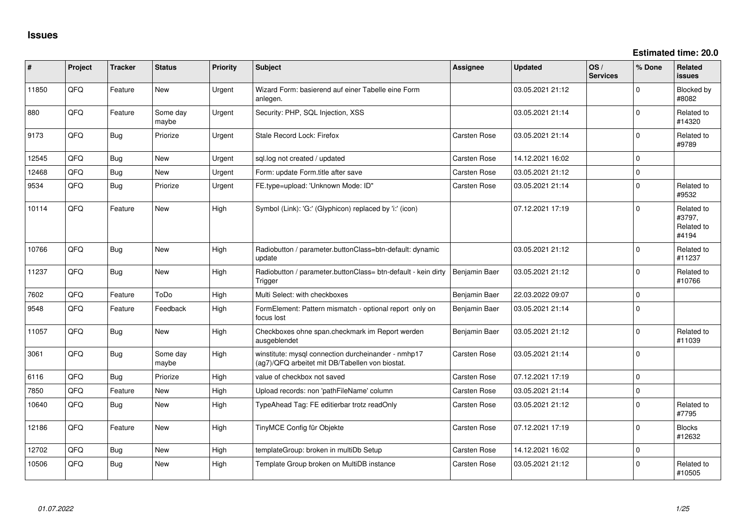# Issues

**Estimated time: 20.0**

| # | Project | Tracker | Status | Priority | Subject | Assignee | Updated | OS / Services | % Done | Related issues |
|---|---|---|---|---|---|---|---|---|---|---|
| 11850 | QFQ | Feature | New | Urgent | Wizard Form: basierend auf einer Tabelle eine Form anlegen. | | 03.05.2021 21:12 | | 0 | Blocked by #8082 |
| 880 | QFQ | Feature | Some day maybe | Urgent | Security: PHP, SQL Injection, XSS | | 03.05.2021 21:14 | | 0 | Related to #14320 |
| 9173 | QFQ | Bug | Priorize | Urgent | Stale Record Lock: Firefox | Carsten Rose | 03.05.2021 21:14 | | 0 | Related to #9789 |
| 12545 | QFQ | Bug | New | Urgent | sql.log not created / updated | Carsten Rose | 14.12.2021 16:02 | | 0 | |
| 12468 | QFQ | Bug | New | Urgent | Form: update Form.title after save | Carsten Rose | 03.05.2021 21:12 | | 0 | |
| 9534 | QFQ | Bug | Priorize | Urgent | FE.type=upload: 'Unknown Mode: ID" | Carsten Rose | 03.05.2021 21:14 | | 0 | Related to #9532 |
| 10114 | QFQ | Feature | New | High | Symbol (Link): 'G:' (Glyphicon) replaced by 'i:' (icon) | | 07.12.2021 17:19 | | 0 | Related to #3797, Related to #4194 |
| 10766 | QFQ | Bug | New | High | Radiobutton / parameter.buttonClass=btn-default: dynamic update | | 03.05.2021 21:12 | | 0 | Related to #11237 |
| 11237 | QFQ | Bug | New | High | Radiobutton / parameter.buttonClass= btn-default - kein dirty Trigger | Benjamin Baer | 03.05.2021 21:12 | | 0 | Related to #10766 |
| 7602 | QFQ | Feature | ToDo | High | Multi Select: with checkboxes | Benjamin Baer | 22.03.2022 09:07 | | 0 | |
| 9548 | QFQ | Feature | Feedback | High | FormElement: Pattern mismatch - optional report only on focus lost | Benjamin Baer | 03.05.2021 21:14 | | 0 | |
| 11057 | QFQ | Bug | New | High | Checkboxes ohne span.checkmark im Report werden ausgeblendet | Benjamin Baer | 03.05.2021 21:12 | | 0 | Related to #11039 |
| 3061 | QFQ | Bug | Some day maybe | High | winstitute: mysql connection durcheinander - nmhp17 (ag7)/QFQ arbeitet mit DB/Tabellen von biostat. | Carsten Rose | 03.05.2021 21:14 | | 0 | |
| 6116 | QFQ | Bug | Priorize | High | value of checkbox not saved | Carsten Rose | 07.12.2021 17:19 | | 0 | |
| 7850 | QFQ | Feature | New | High | Upload records: non 'pathFileName' column | Carsten Rose | 03.05.2021 21:14 | | 0 | |
| 10640 | QFQ | Bug | New | High | TypeAhead Tag: FE editierbar trotz readOnly | Carsten Rose | 03.05.2021 21:12 | | 0 | Related to #7795 |
| 12186 | QFQ | Feature | New | High | TinyMCE Config für Objekte | Carsten Rose | 07.12.2021 17:19 | | 0 | Blocks #12632 |
| 12702 | QFQ | Bug | New | High | templateGroup: broken in multiDb Setup | Carsten Rose | 14.12.2021 16:02 | | 0 | |
| 10506 | QFQ | Bug | New | High | Template Group broken on MultiDB instance | Carsten Rose | 03.05.2021 21:12 | | 0 | Related to #10505 |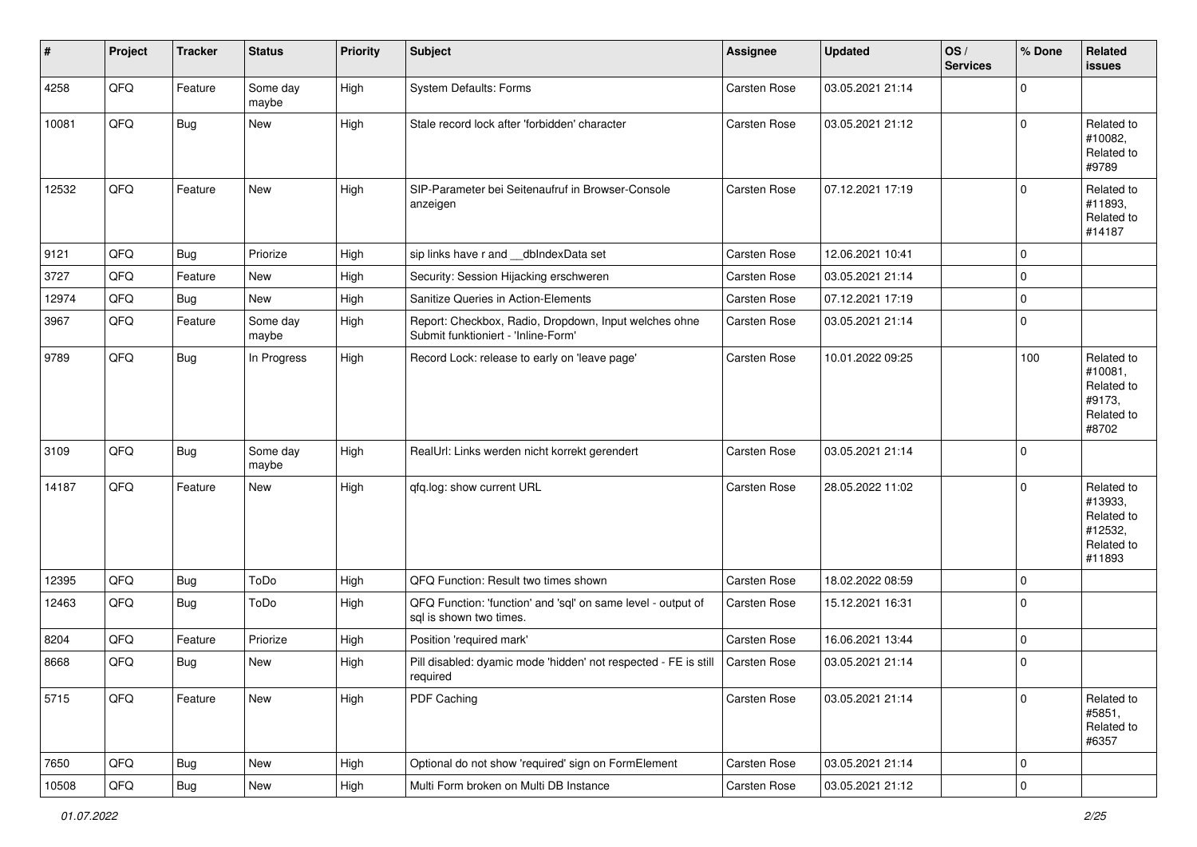| # | Project | Tracker | Status | Priority | Subject | Assignee | Updated | OS / Services | % Done | Related issues |
|---|---|---|---|---|---|---|---|---|---|---|
| 4258 | QFQ | Feature | Some day maybe | High | System Defaults: Forms | Carsten Rose | 03.05.2021 21:14 | | 0 | |
| 10081 | QFQ | Bug | New | High | Stale record lock after 'forbidden' character | Carsten Rose | 03.05.2021 21:12 | | 0 | Related to #10082, Related to #9789 |
| 12532 | QFQ | Feature | New | High | SIP-Parameter bei Seitenaufruf in Browser-Console anzeigen | Carsten Rose | 07.12.2021 17:19 | | 0 | Related to #11893, Related to #14187 |
| 9121 | QFQ | Bug | Priorize | High | sip links have r and __dbIndexData set | Carsten Rose | 12.06.2021 10:41 | | 0 | |
| 3727 | QFQ | Feature | New | High | Security: Session Hijacking erschweren | Carsten Rose | 03.05.2021 21:14 | | 0 | |
| 12974 | QFQ | Bug | New | High | Sanitize Queries in Action-Elements | Carsten Rose | 07.12.2021 17:19 | | 0 | |
| 3967 | QFQ | Feature | Some day maybe | High | Report: Checkbox, Radio, Dropdown, Input welches ohne Submit funktioniert - 'Inline-Form' | Carsten Rose | 03.05.2021 21:14 | | 0 | |
| 9789 | QFQ | Bug | In Progress | High | Record Lock: release to early on 'leave page' | Carsten Rose | 10.01.2022 09:25 | | 100 | Related to #10081, Related to #9173, Related to #8702 |
| 3109 | QFQ | Bug | Some day maybe | High | RealUrl: Links werden nicht korrekt gerendert | Carsten Rose | 03.05.2021 21:14 | | 0 | |
| 14187 | QFQ | Feature | New | High | qfq.log: show current URL | Carsten Rose | 28.05.2022 11:02 | | 0 | Related to #13933, Related to #12532, Related to #11893 |
| 12395 | QFQ | Bug | ToDo | High | QFQ Function: Result two times shown | Carsten Rose | 18.02.2022 08:59 | | 0 | |
| 12463 | QFQ | Bug | ToDo | High | QFQ Function: 'function' and 'sql' on same level - output of sql is shown two times. | Carsten Rose | 15.12.2021 16:31 | | 0 | |
| 8204 | QFQ | Feature | Priorize | High | Position 'required mark' | Carsten Rose | 16.06.2021 13:44 | | 0 | |
| 8668 | QFQ | Bug | New | High | Pill disabled: dyamic mode 'hidden' not respected - FE is still required | Carsten Rose | 03.05.2021 21:14 | | 0 | |
| 5715 | QFQ | Feature | New | High | PDF Caching | Carsten Rose | 03.05.2021 21:14 | | 0 | Related to #5851, Related to #6357 |
| 7650 | QFQ | Bug | New | High | Optional do not show 'required' sign on FormElement | Carsten Rose | 03.05.2021 21:14 | | 0 | |
| 10508 | QFQ | Bug | New | High | Multi Form broken on Multi DB Instance | Carsten Rose | 03.05.2021 21:12 | | 0 | |

*01.07.2022*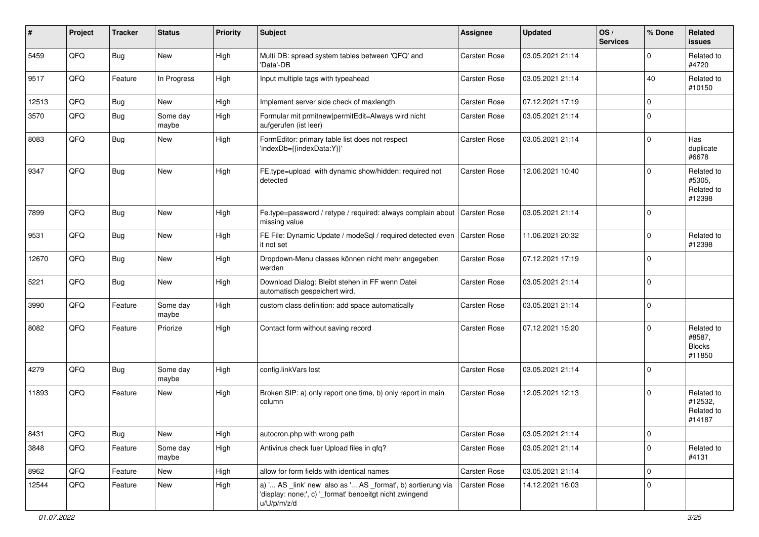| # | Project | Tracker | Status | Priority | Subject | Assignee | Updated | OS / Services | % Done | Related issues |
|---|---|---|---|---|---|---|---|---|---|---|
| 5459 | QFQ | Bug | New | High | Multi DB: spread system tables between 'QFQ' and 'Data'-DB | Carsten Rose | 03.05.2021 21:14 | | 0 | Related to #4720 |
| 9517 | QFQ | Feature | In Progress | High | Input multiple tags with typeahead | Carsten Rose | 03.05.2021 21:14 | | 40 | Related to #10150 |
| 12513 | QFQ | Bug | New | High | Implement server side check of maxlength | Carsten Rose | 07.12.2021 17:19 | | 0 | |
| 3570 | QFQ | Bug | Some day maybe | High | Formular mit prmitnew\|permitEdit=Always wird nicht aufgerufen (ist leer) | Carsten Rose | 03.05.2021 21:14 | | 0 | |
| 8083 | QFQ | Bug | New | High | FormEditor: primary table list does not respect 'indexDb={{indexData:Y}}' | Carsten Rose | 03.05.2021 21:14 | | 0 | Has duplicate #6678 |
| 9347 | QFQ | Bug | New | High | FE.type=upload with dynamic show/hidden: required not detected | Carsten Rose | 12.06.2021 10:40 | | 0 | Related to #5305, Related to #12398 |
| 7899 | QFQ | Bug | New | High | Fe.type=password / retype / required: always complain about missing value | Carsten Rose | 03.05.2021 21:14 | | 0 | |
| 9531 | QFQ | Bug | New | High | FE File: Dynamic Update / modeSql / required detected even it not set | Carsten Rose | 11.06.2021 20:32 | | 0 | Related to #12398 |
| 12670 | QFQ | Bug | New | High | Dropdown-Menu classes können nicht mehr angegeben werden | Carsten Rose | 07.12.2021 17:19 | | 0 | |
| 5221 | QFQ | Bug | New | High | Download Dialog: Bleibt stehen in FF wenn Datei automatisch gespeichert wird. | Carsten Rose | 03.05.2021 21:14 | | 0 | |
| 3990 | QFQ | Feature | Some day maybe | High | custom class definition: add space automatically | Carsten Rose | 03.05.2021 21:14 | | 0 | |
| 8082 | QFQ | Feature | Priorize | High | Contact form without saving record | Carsten Rose | 07.12.2021 15:20 | | 0 | Related to #8587, Blocks #11850 |
| 4279 | QFQ | Bug | Some day maybe | High | config.linkVars lost | Carsten Rose | 03.05.2021 21:14 | | 0 | |
| 11893 | QFQ | Feature | New | High | Broken SIP: a) only report one time, b) only report in main column | Carsten Rose | 12.05.2021 12:13 | | 0 | Related to #12532, Related to #14187 |
| 8431 | QFQ | Bug | New | High | autocron.php with wrong path | Carsten Rose | 03.05.2021 21:14 | | 0 | |
| 3848 | QFQ | Feature | Some day maybe | High | Antivirus check fuer Upload files in qfq? | Carsten Rose | 03.05.2021 21:14 | | 0 | Related to #4131 |
| 8962 | QFQ | Feature | New | High | allow for form fields with identical names | Carsten Rose | 03.05.2021 21:14 | | 0 | |
| 12544 | QFQ | Feature | New | High | a) '... AS _link' new also as '... AS _format', b) sortierung via 'display: none;', c) '_format' benoeitgt nicht zwingend u/U/p/m/z/d | Carsten Rose | 14.12.2021 16:03 | | 0 | |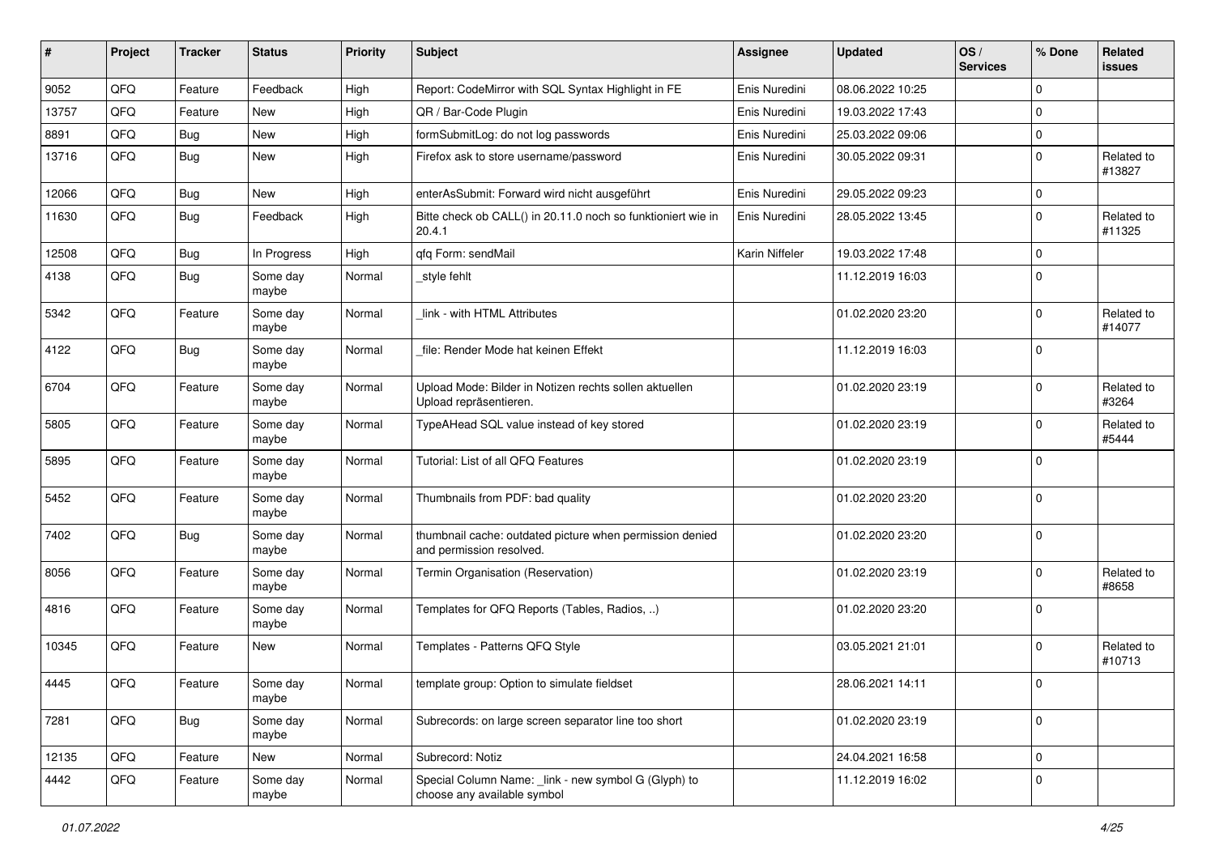| # | Project | Tracker | Status | Priority | Subject | Assignee | Updated | OS / Services | % Done | Related issues |
|---|---|---|---|---|---|---|---|---|---|---|
| 9052 | QFQ | Feature | Feedback | High | Report: CodeMirror with SQL Syntax Highlight in FE | Enis Nuredini | 08.06.2022 10:25 | | 0 | |
| 13757 | QFQ | Feature | New | High | QR / Bar-Code Plugin | Enis Nuredini | 19.03.2022 17:43 | | 0 | |
| 8891 | QFQ | Bug | New | High | formSubmitLog: do not log passwords | Enis Nuredini | 25.03.2022 09:06 | | 0 | |
| 13716 | QFQ | Bug | New | High | Firefox ask to store username/password | Enis Nuredini | 30.05.2022 09:31 | | 0 | Related to #13827 |
| 12066 | QFQ | Bug | New | High | enterAsSubmit: Forward wird nicht ausgeführt | Enis Nuredini | 29.05.2022 09:23 | | 0 | |
| 11630 | QFQ | Bug | Feedback | High | Bitte check ob CALL() in 20.11.0 noch so funktioniert wie in 20.4.1 | Enis Nuredini | 28.05.2022 13:45 | | 0 | Related to #11325 |
| 12508 | QFQ | Bug | In Progress | High | qfq Form: sendMail | Karin Niffeler | 19.03.2022 17:48 | | 0 | |
| 4138 | QFQ | Bug | Some day maybe | Normal | _style fehlt | | 11.12.2019 16:03 | | 0 | |
| 5342 | QFQ | Feature | Some day maybe | Normal | _link - with HTML Attributes | | 01.02.2020 23:20 | | 0 | Related to #14077 |
| 4122 | QFQ | Bug | Some day maybe | Normal | _file: Render Mode hat keinen Effekt | | 11.12.2019 16:03 | | 0 | |
| 6704 | QFQ | Feature | Some day maybe | Normal | Upload Mode: Bilder in Notizen rechts sollen aktuellen Upload repräsentieren. | | 01.02.2020 23:19 | | 0 | Related to #3264 |
| 5805 | QFQ | Feature | Some day maybe | Normal | TypeAHead SQL value instead of key stored | | 01.02.2020 23:19 | | 0 | Related to #5444 |
| 5895 | QFQ | Feature | Some day maybe | Normal | Tutorial: List of all QFQ Features | | 01.02.2020 23:19 | | 0 | |
| 5452 | QFQ | Feature | Some day maybe | Normal | Thumbnails from PDF: bad quality | | 01.02.2020 23:20 | | 0 | |
| 7402 | QFQ | Bug | Some day maybe | Normal | thumbnail cache: outdated picture when permission denied and permission resolved. | | 01.02.2020 23:20 | | 0 | |
| 8056 | QFQ | Feature | Some day maybe | Normal | Termin Organisation (Reservation) | | 01.02.2020 23:19 | | 0 | Related to #8658 |
| 4816 | QFQ | Feature | Some day maybe | Normal | Templates for QFQ Reports (Tables, Radios, ..) | | 01.02.2020 23:20 | | 0 | |
| 10345 | QFQ | Feature | New | Normal | Templates - Patterns QFQ Style | | 03.05.2021 21:01 | | 0 | Related to #10713 |
| 4445 | QFQ | Feature | Some day maybe | Normal | template group: Option to simulate fieldset | | 28.06.2021 14:11 | | 0 | |
| 7281 | QFQ | Bug | Some day maybe | Normal | Subrecords: on large screen separator line too short | | 01.02.2020 23:19 | | 0 | |
| 12135 | QFQ | Feature | New | Normal | Subrecord: Notiz | | 24.04.2021 16:58 | | 0 | |
| 4442 | QFQ | Feature | Some day maybe | Normal | Special Column Name: _link - new symbol G (Glyph) to choose any available symbol | | 11.12.2019 16:02 | | 0 | |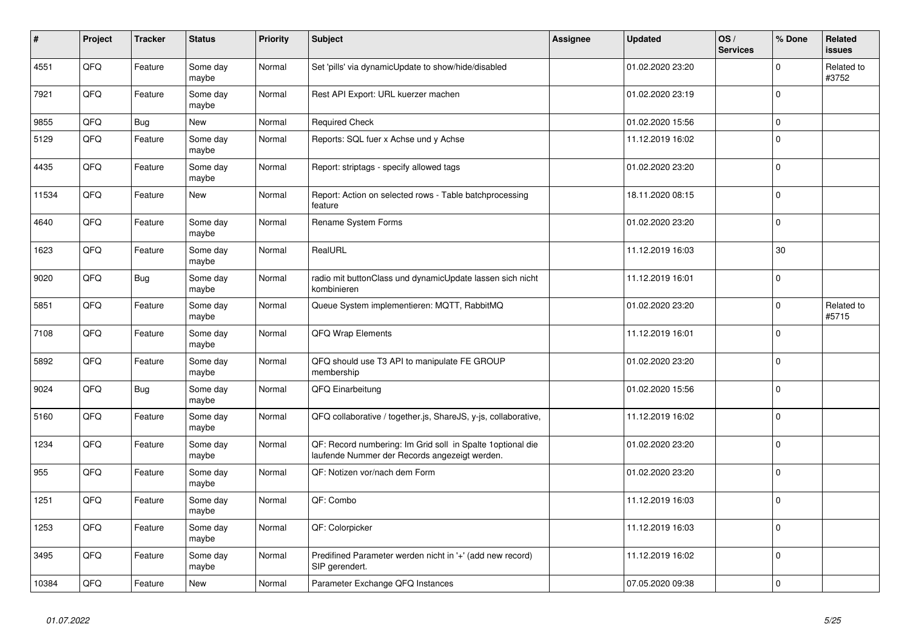| # | Project | Tracker | Status | Priority | Subject | Assignee | Updated | OS / Services | % Done | Related issues |
|---|---|---|---|---|---|---|---|---|---|---|
| 4551 | QFQ | Feature | Some day maybe | Normal | Set 'pills' via dynamicUpdate to show/hide/disabled | | 01.02.2020 23:20 | | 0 | Related to #3752 |
| 7921 | QFQ | Feature | Some day maybe | Normal | Rest API Export: URL kuerzer machen | | 01.02.2020 23:19 | | 0 | |
| 9855 | QFQ | Bug | New | Normal | Required Check | | 01.02.2020 15:56 | | 0 | |
| 5129 | QFQ | Feature | Some day maybe | Normal | Reports: SQL fuer x Achse und y Achse | | 11.12.2019 16:02 | | 0 | |
| 4435 | QFQ | Feature | Some day maybe | Normal | Report: striptags - specify allowed tags | | 01.02.2020 23:20 | | 0 | |
| 11534 | QFQ | Feature | New | Normal | Report: Action on selected rows - Table batchprocessing feature | | 18.11.2020 08:15 | | 0 | |
| 4640 | QFQ | Feature | Some day maybe | Normal | Rename System Forms | | 01.02.2020 23:20 | | 0 | |
| 1623 | QFQ | Feature | Some day maybe | Normal | RealURL | | 11.12.2019 16:03 | | 30 | |
| 9020 | QFQ | Bug | Some day maybe | Normal | radio mit buttonClass und dynamicUpdate lassen sich nicht kombinieren | | 11.12.2019 16:01 | | 0 | |
| 5851 | QFQ | Feature | Some day maybe | Normal | Queue System implementieren: MQTT, RabbitMQ | | 01.02.2020 23:20 | | 0 | Related to #5715 |
| 7108 | QFQ | Feature | Some day maybe | Normal | QFQ Wrap Elements | | 11.12.2019 16:01 | | 0 | |
| 5892 | QFQ | Feature | Some day maybe | Normal | QFQ should use T3 API to manipulate FE GROUP membership | | 01.02.2020 23:20 | | 0 | |
| 9024 | QFQ | Bug | Some day maybe | Normal | QFQ Einarbeitung | | 01.02.2020 15:56 | | 0 | |
| 5160 | QFQ | Feature | Some day maybe | Normal | QFQ collaborative / together.js, ShareJS, y-js, collaborative, | | 11.12.2019 16:02 | | 0 | |
| 1234 | QFQ | Feature | Some day maybe | Normal | QF: Record numbering: Im Grid soll in Spalte 1optional die laufende Nummer der Records angezeigt werden. | | 01.02.2020 23:20 | | 0 | |
| 955 | QFQ | Feature | Some day maybe | Normal | QF: Notizen vor/nach dem Form | | 01.02.2020 23:20 | | 0 | |
| 1251 | QFQ | Feature | Some day maybe | Normal | QF: Combo | | 11.12.2019 16:03 | | 0 | |
| 1253 | QFQ | Feature | Some day maybe | Normal | QF: Colorpicker | | 11.12.2019 16:03 | | 0 | |
| 3495 | QFQ | Feature | Some day maybe | Normal | Predifined Parameter werden nicht in '+' (add new record) SIP gerendert. | | 11.12.2019 16:02 | | 0 | |
| 10384 | QFQ | Feature | New | Normal | Parameter Exchange QFQ Instances | | 07.05.2020 09:38 | | 0 | |

*01.07.2022*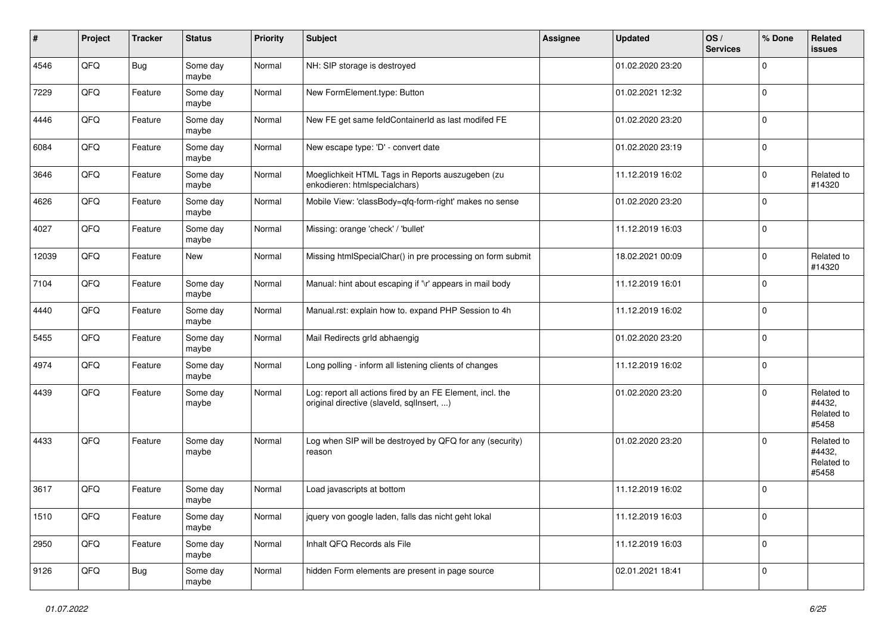| # | Project | Tracker | Status | Priority | Subject | Assignee | Updated | OS / Services | % Done | Related issues |
|---|---|---|---|---|---|---|---|---|---|---|
| 4546 | QFQ | Bug | Some day maybe | Normal | NH: SIP storage is destroyed | | 01.02.2020 23:20 | | 0 | |
| 7229 | QFQ | Feature | Some day maybe | Normal | New FormElement.type: Button | | 01.02.2021 12:32 | | 0 | |
| 4446 | QFQ | Feature | Some day maybe | Normal | New FE get same feldContainerId as last modifed FE | | 01.02.2020 23:20 | | 0 | |
| 6084 | QFQ | Feature | Some day maybe | Normal | New escape type: 'D' - convert date | | 01.02.2020 23:19 | | 0 | |
| 3646 | QFQ | Feature | Some day maybe | Normal | Moeglichkeit HTML Tags in Reports auszugeben (zu enkodieren: htmlspecialchars) | | 11.12.2019 16:02 | | 0 | Related to #14320 |
| 4626 | QFQ | Feature | Some day maybe | Normal | Mobile View: 'classBody=qfq-form-right' makes no sense | | 01.02.2020 23:20 | | 0 | |
| 4027 | QFQ | Feature | Some day maybe | Normal | Missing: orange 'check' / 'bullet' | | 11.12.2019 16:03 | | 0 | |
| 12039 | QFQ | Feature | New | Normal | Missing htmlSpecialChar() in pre processing on form submit | | 18.02.2021 00:09 | | 0 | Related to #14320 |
| 7104 | QFQ | Feature | Some day maybe | Normal | Manual: hint about escaping if '\r' appears in mail body | | 11.12.2019 16:01 | | 0 | |
| 4440 | QFQ | Feature | Some day maybe | Normal | Manual.rst: explain how to. expand PHP Session to 4h | | 11.12.2019 16:02 | | 0 | |
| 5455 | QFQ | Feature | Some day maybe | Normal | Mail Redirects grId abhaengig | | 01.02.2020 23:20 | | 0 | |
| 4974 | QFQ | Feature | Some day maybe | Normal | Long polling - inform all listening clients of changes | | 11.12.2019 16:02 | | 0 | |
| 4439 | QFQ | Feature | Some day maybe | Normal | Log: report all actions fired by an FE Element, incl. the original directive (slaveId, sqlInsert, ...) | | 01.02.2020 23:20 | | 0 | Related to #4432, Related to #5458 |
| 4433 | QFQ | Feature | Some day maybe | Normal | Log when SIP will be destroyed by QFQ for any (security) reason | | 01.02.2020 23:20 | | 0 | Related to #4432, Related to #5458 |
| 3617 | QFQ | Feature | Some day maybe | Normal | Load javascripts at bottom | | 11.12.2019 16:02 | | 0 | |
| 1510 | QFQ | Feature | Some day maybe | Normal | jquery von google laden, falls das nicht geht lokal | | 11.12.2019 16:03 | | 0 | |
| 2950 | QFQ | Feature | Some day maybe | Normal | Inhalt QFQ Records als File | | 11.12.2019 16:03 | | 0 | |
| 9126 | QFQ | Bug | Some day maybe | Normal | hidden Form elements are present in page source | | 02.01.2021 18:41 | | 0 | |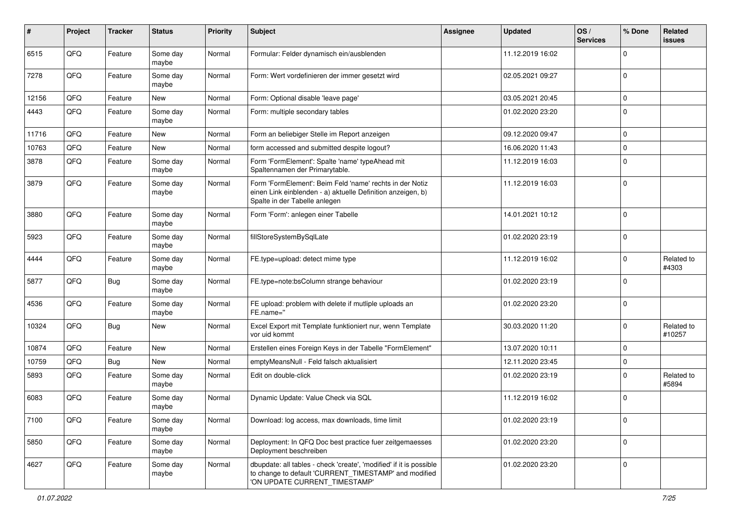| # | Project | Tracker | Status | Priority | Subject | Assignee | Updated | OS / Services | % Done | Related issues |
|---|---|---|---|---|---|---|---|---|---|---|
| 6515 | QFQ | Feature | Some day maybe | Normal | Formular: Felder dynamisch ein/ausblenden | | 11.12.2019 16:02 | | 0 | |
| 7278 | QFQ | Feature | Some day maybe | Normal | Form: Wert vordefinieren der immer gesetzt wird | | 02.05.2021 09:27 | | 0 | |
| 12156 | QFQ | Feature | New | Normal | Form: Optional disable 'leave page' | | 03.05.2021 20:45 | | 0 | |
| 4443 | QFQ | Feature | Some day maybe | Normal | Form: multiple secondary tables | | 01.02.2020 23:20 | | 0 | |
| 11716 | QFQ | Feature | New | Normal | Form an beliebiger Stelle im Report anzeigen | | 09.12.2020 09:47 | | 0 | |
| 10763 | QFQ | Feature | New | Normal | form accessed and submitted despite logout? | | 16.06.2020 11:43 | | 0 | |
| 3878 | QFQ | Feature | Some day maybe | Normal | Form 'FormElement': Spalte 'name' typeAhead mit Spaltennamen der Primarytable. | | 11.12.2019 16:03 | | 0 | |
| 3879 | QFQ | Feature | Some day maybe | Normal | Form 'FormElement': Beim Feld 'name' rechts in der Notiz einen Link einblenden - a) aktuelle Definition anzeigen, b) Spalte in der Tabelle anlegen | | 11.12.2019 16:03 | | 0 | |
| 3880 | QFQ | Feature | Some day maybe | Normal | Form 'Form': anlegen einer Tabelle | | 14.01.2021 10:12 | | 0 | |
| 5923 | QFQ | Feature | Some day maybe | Normal | fillStoreSystemBySqlLate | | 01.02.2020 23:19 | | 0 | |
| 4444 | QFQ | Feature | Some day maybe | Normal | FE.type=upload: detect mime type | | 11.12.2019 16:02 | | 0 | Related to #4303 |
| 5877 | QFQ | Bug | Some day maybe | Normal | FE.type=note:bsColumn strange behaviour | | 01.02.2020 23:19 | | 0 | |
| 4536 | QFQ | Feature | Some day maybe | Normal | FE upload: problem with delete if mutliple uploads an FE.name=" | | 01.02.2020 23:20 | | 0 | |
| 10324 | QFQ | Bug | New | Normal | Excel Export mit Template funktioniert nur, wenn Template vor uid kommt | | 30.03.2020 11:20 | | 0 | Related to #10257 |
| 10874 | QFQ | Feature | New | Normal | Erstellen eines Foreign Keys in der Tabelle "FormElement" | | 13.07.2020 10:11 | | 0 | |
| 10759 | QFQ | Bug | New | Normal | emptyMeansNull - Feld falsch aktualisiert | | 12.11.2020 23:45 | | 0 | |
| 5893 | QFQ | Feature | Some day maybe | Normal | Edit on double-click | | 01.02.2020 23:19 | | 0 | Related to #5894 |
| 6083 | QFQ | Feature | Some day maybe | Normal | Dynamic Update: Value Check via SQL | | 11.12.2019 16:02 | | 0 | |
| 7100 | QFQ | Feature | Some day maybe | Normal | Download: log access, max downloads, time limit | | 01.02.2020 23:19 | | 0 | |
| 5850 | QFQ | Feature | Some day maybe | Normal | Deployment: In QFQ Doc best practice fuer zeitgemaesses Deployment beschreiben | | 01.02.2020 23:20 | | 0 | |
| 4627 | QFQ | Feature | Some day maybe | Normal | dbupdate: all tables - check 'create', 'modified' if it is possible to change to default 'CURRENT_TIMESTAMP' and modified 'ON UPDATE CURRENT_TIMESTAMP' | | 01.02.2020 23:20 | | 0 | |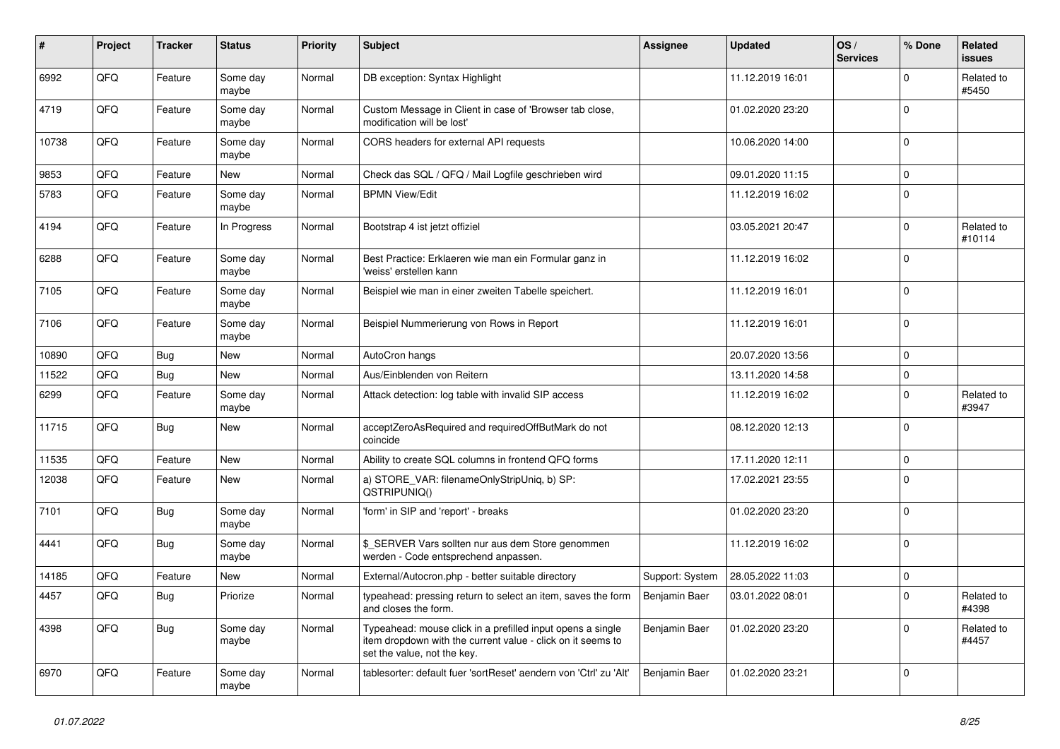| # | Project | Tracker | Status | Priority | Subject | Assignee | Updated | OS / Services | % Done | Related issues |
|---|---|---|---|---|---|---|---|---|---|---|
| 6992 | QFQ | Feature | Some day maybe | Normal | DB exception: Syntax Highlight | | 11.12.2019 16:01 | | 0 | Related to #5450 |
| 4719 | QFQ | Feature | Some day maybe | Normal | Custom Message in Client in case of 'Browser tab close, modification will be lost' | | 01.02.2020 23:20 | | 0 | |
| 10738 | QFQ | Feature | Some day maybe | Normal | CORS headers for external API requests | | 10.06.2020 14:00 | | 0 | |
| 9853 | QFQ | Feature | New | Normal | Check das SQL / QFQ / Mail Logfile geschrieben wird | | 09.01.2020 11:15 | | 0 | |
| 5783 | QFQ | Feature | Some day maybe | Normal | BPMN View/Edit | | 11.12.2019 16:02 | | 0 | |
| 4194 | QFQ | Feature | In Progress | Normal | Bootstrap 4 ist jetzt offiziel | | 03.05.2021 20:47 | | 0 | Related to #10114 |
| 6288 | QFQ | Feature | Some day maybe | Normal | Best Practice: Erklaeren wie man ein Formular ganz in 'weiss' erstellen kann | | 11.12.2019 16:02 | | 0 | |
| 7105 | QFQ | Feature | Some day maybe | Normal | Beispiel wie man in einer zweiten Tabelle speichert. | | 11.12.2019 16:01 | | 0 | |
| 7106 | QFQ | Feature | Some day maybe | Normal | Beispiel Nummerierung von Rows in Report | | 11.12.2019 16:01 | | 0 | |
| 10890 | QFQ | Bug | New | Normal | AutoCron hangs | | 20.07.2020 13:56 | | 0 | |
| 11522 | QFQ | Bug | New | Normal | Aus/Einblenden von Reitern | | 13.11.2020 14:58 | | 0 | |
| 6299 | QFQ | Feature | Some day maybe | Normal | Attack detection: log table with invalid SIP access | | 11.12.2019 16:02 | | 0 | Related to #3947 |
| 11715 | QFQ | Bug | New | Normal | acceptZeroAsRequired and requiredOffButMark do not coincide | | 08.12.2020 12:13 | | 0 | |
| 11535 | QFQ | Feature | New | Normal | Ability to create SQL columns in frontend QFQ forms | | 17.11.2020 12:11 | | 0 | |
| 12038 | QFQ | Feature | New | Normal | a) STORE_VAR: filenameOnlyStripUniq, b) SP: QSTRIPUNIQ() | | 17.02.2021 23:55 | | 0 | |
| 7101 | QFQ | Bug | Some day maybe | Normal | 'form' in SIP and 'report' - breaks | | 01.02.2020 23:20 | | 0 | |
| 4441 | QFQ | Bug | Some day maybe | Normal | $_SERVER Vars sollten nur aus dem Store genommen werden - Code entsprechend anpassen. | | 11.12.2019 16:02 | | 0 | |
| 14185 | QFQ | Feature | New | Normal | External/Autocron.php - better suitable directory | Support: System | 28.05.2022 11:03 | | 0 | |
| 4457 | QFQ | Bug | Priorize | Normal | typeahead: pressing return to select an item, saves the form and closes the form. | Benjamin Baer | 03.01.2022 08:01 | | 0 | Related to #4398 |
| 4398 | QFQ | Bug | Some day maybe | Normal | Typeahead: mouse click in a prefilled input opens a single item dropdown with the current value - click on it seems to set the value, not the key. | Benjamin Baer | 01.02.2020 23:20 | | 0 | Related to #4457 |
| 6970 | QFQ | Feature | Some day maybe | Normal | tablesorter: default fuer 'sortReset' aendern von 'Ctrl' zu 'Alt' | Benjamin Baer | 01.02.2020 23:21 | | 0 | |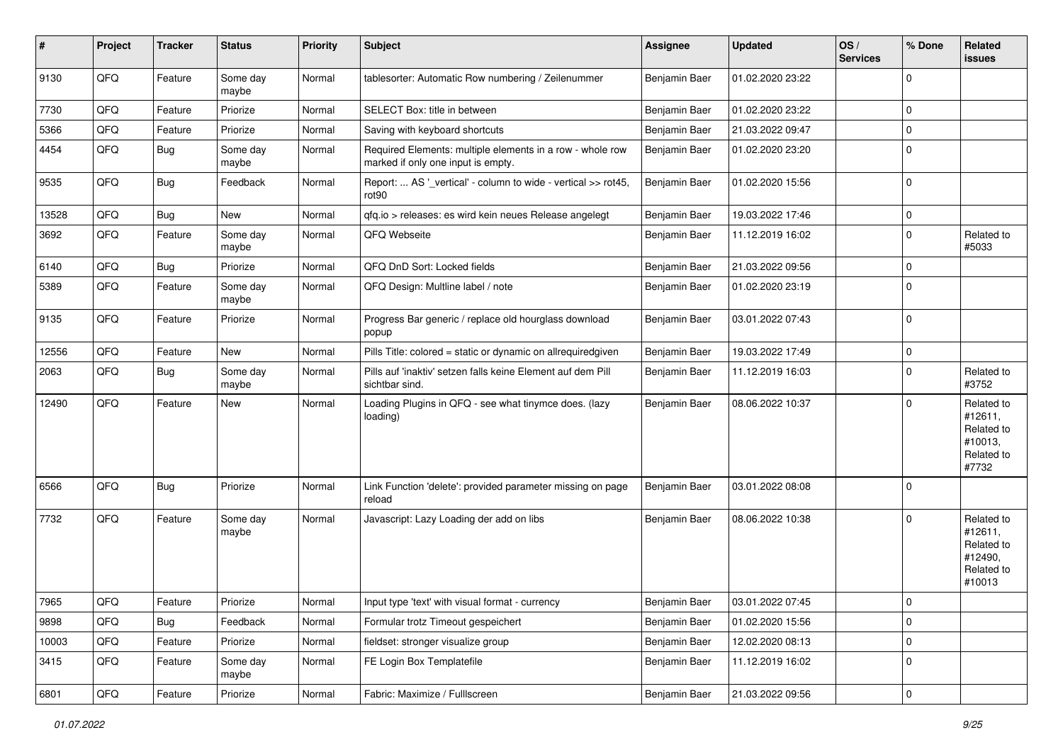| # | Project | Tracker | Status | Priority | Subject | Assignee | Updated | OS / Services | % Done | Related issues |
|---|---|---|---|---|---|---|---|---|---|---|
| 9130 | QFQ | Feature | Some day maybe | Normal | tablesorter: Automatic Row numbering / Zeilenummer | Benjamin Baer | 01.02.2020 23:22 | | 0 | |
| 7730 | QFQ | Feature | Priorize | Normal | SELECT Box: title in between | Benjamin Baer | 01.02.2020 23:22 | | 0 | |
| 5366 | QFQ | Feature | Priorize | Normal | Saving with keyboard shortcuts | Benjamin Baer | 21.03.2022 09:47 | | 0 | |
| 4454 | QFQ | Bug | Some day maybe | Normal | Required Elements: multiple elements in a row - whole row marked if only one input is empty. | Benjamin Baer | 01.02.2020 23:20 | | 0 | |
| 9535 | QFQ | Bug | Feedback | Normal | Report: ... AS '_vertical' - column to wide - vertical >> rot45, rot90 | Benjamin Baer | 01.02.2020 15:56 | | 0 | |
| 13528 | QFQ | Bug | New | Normal | qfq.io > releases: es wird kein neues Release angelegt | Benjamin Baer | 19.03.2022 17:46 | | 0 | |
| 3692 | QFQ | Feature | Some day maybe | Normal | QFQ Webseite | Benjamin Baer | 11.12.2019 16:02 | | 0 | Related to #5033 |
| 6140 | QFQ | Bug | Priorize | Normal | QFQ DnD Sort: Locked fields | Benjamin Baer | 21.03.2022 09:56 | | 0 | |
| 5389 | QFQ | Feature | Some day maybe | Normal | QFQ Design: Multline label / note | Benjamin Baer | 01.02.2020 23:19 | | 0 | |
| 9135 | QFQ | Feature | Priorize | Normal | Progress Bar generic / replace old hourglass download popup | Benjamin Baer | 03.01.2022 07:43 | | 0 | |
| 12556 | QFQ | Feature | New | Normal | Pills Title: colored = static or dynamic on allrequiredgiven | Benjamin Baer | 19.03.2022 17:49 | | 0 | |
| 2063 | QFQ | Bug | Some day maybe | Normal | Pills auf 'inaktiv' setzen falls keine Element auf dem Pill sichtbar sind. | Benjamin Baer | 11.12.2019 16:03 | | 0 | Related to #3752 |
| 12490 | QFQ | Feature | New | Normal | Loading Plugins in QFQ - see what tinymce does. (lazy loading) | Benjamin Baer | 08.06.2022 10:37 | | 0 | Related to #12611, Related to #10013, Related to #7732 |
| 6566 | QFQ | Bug | Priorize | Normal | Link Function 'delete': provided parameter missing on page reload | Benjamin Baer | 03.01.2022 08:08 | | 0 | |
| 7732 | QFQ | Feature | Some day maybe | Normal | Javascript: Lazy Loading der add on libs | Benjamin Baer | 08.06.2022 10:38 | | 0 | Related to #12611, Related to #12490, Related to #10013 |
| 7965 | QFQ | Feature | Priorize | Normal | Input type 'text' with visual format - currency | Benjamin Baer | 03.01.2022 07:45 | | 0 | |
| 9898 | QFQ | Bug | Feedback | Normal | Formular trotz Timeout gespeichert | Benjamin Baer | 01.02.2020 15:56 | | 0 | |
| 10003 | QFQ | Feature | Priorize | Normal | fieldset: stronger visualize group | Benjamin Baer | 12.02.2020 08:13 | | 0 | |
| 3415 | QFQ | Feature | Some day maybe | Normal | FE Login Box Templatefile | Benjamin Baer | 11.12.2019 16:02 | | 0 | |
| 6801 | QFQ | Feature | Priorize | Normal | Fabric: Maximize / Fulllscreen | Benjamin Baer | 21.03.2022 09:56 | | 0 | |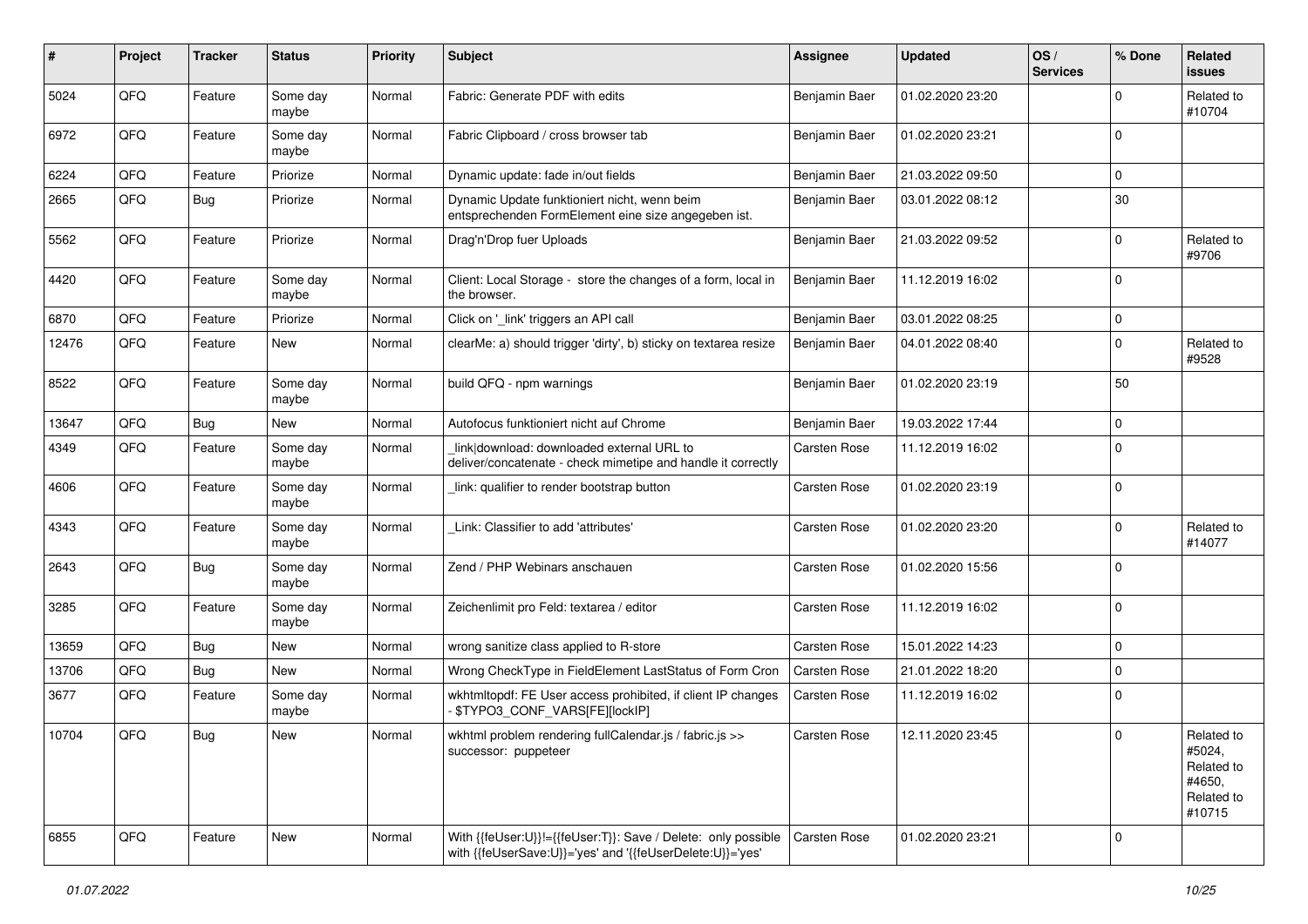| # | Project | Tracker | Status | Priority | Subject | Assignee | Updated | OS / Services | % Done | Related issues |
|---|---|---|---|---|---|---|---|---|---|---|
| 5024 | QFQ | Feature | Some day maybe | Normal | Fabric: Generate PDF with edits | Benjamin Baer | 01.02.2020 23:20 | | 0 | Related to #10704 |
| 6972 | QFQ | Feature | Some day maybe | Normal | Fabric Clipboard / cross browser tab | Benjamin Baer | 01.02.2020 23:21 | | 0 | |
| 6224 | QFQ | Feature | Priorize | Normal | Dynamic update: fade in/out fields | Benjamin Baer | 21.03.2022 09:50 | | 0 | |
| 2665 | QFQ | Bug | Priorize | Normal | Dynamic Update funktioniert nicht, wenn beim entsprechenden FormElement eine size angegeben ist. | Benjamin Baer | 03.01.2022 08:12 | | 30 | |
| 5562 | QFQ | Feature | Priorize | Normal | Drag'n'Drop fuer Uploads | Benjamin Baer | 21.03.2022 09:52 | | 0 | Related to #9706 |
| 4420 | QFQ | Feature | Some day maybe | Normal | Client: Local Storage - store the changes of a form, local in the browser. | Benjamin Baer | 11.12.2019 16:02 | | 0 | |
| 6870 | QFQ | Feature | Priorize | Normal | Click on '_link' triggers an API call | Benjamin Baer | 03.01.2022 08:25 | | 0 | |
| 12476 | QFQ | Feature | New | Normal | clearMe: a) should trigger 'dirty', b) sticky on textarea resize | Benjamin Baer | 04.01.2022 08:40 | | 0 | Related to #9528 |
| 8522 | QFQ | Feature | Some day maybe | Normal | build QFQ - npm warnings | Benjamin Baer | 01.02.2020 23:19 | | 50 | |
| 13647 | QFQ | Bug | New | Normal | Autofocus funktioniert nicht auf Chrome | Benjamin Baer | 19.03.2022 17:44 | | 0 | |
| 4349 | QFQ | Feature | Some day maybe | Normal | link\|download: downloaded external URL to deliver/concatenate - check mimetipe and handle it correctly | Carsten Rose | 11.12.2019 16:02 | | 0 | |
| 4606 | QFQ | Feature | Some day maybe | Normal | _link: qualifier to render bootstrap button | Carsten Rose | 01.02.2020 23:19 | | 0 | |
| 4343 | QFQ | Feature | Some day maybe | Normal | _Link: Classifier to add 'attributes' | Carsten Rose | 01.02.2020 23:20 | | 0 | Related to #14077 |
| 2643 | QFQ | Bug | Some day maybe | Normal | Zend / PHP Webinars anschauen | Carsten Rose | 01.02.2020 15:56 | | 0 | |
| 3285 | QFQ | Feature | Some day maybe | Normal | Zeichenlimit pro Feld: textarea / editor | Carsten Rose | 11.12.2019 16:02 | | 0 | |
| 13659 | QFQ | Bug | New | Normal | wrong sanitize class applied to R-store | Carsten Rose | 15.01.2022 14:23 | | 0 | |
| 13706 | QFQ | Bug | New | Normal | Wrong CheckType in FieldElement LastStatus of Form Cron | Carsten Rose | 21.01.2022 18:20 | | 0 | |
| 3677 | QFQ | Feature | Some day maybe | Normal | wkhtmltopdf: FE User access prohibited, if client IP changes - $TYPO3_CONF_VARS[FE][lockIP] | Carsten Rose | 11.12.2019 16:02 | | 0 | |
| 10704 | QFQ | Bug | New | Normal | wkhtml problem rendering fullCalendar.js / fabric.js >> successor: puppeteer | Carsten Rose | 12.11.2020 23:45 | | 0 | Related to #5024, Related to #4650, Related to #10715 |
| 6855 | QFQ | Feature | New | Normal | With {{feUser:U}}!={{feUser:T}}: Save / Delete: only possible with {{feUserSave:U}}='yes' and '{{feUserDelete:U}}='yes' | Carsten Rose | 01.02.2020 23:21 | | 0 | |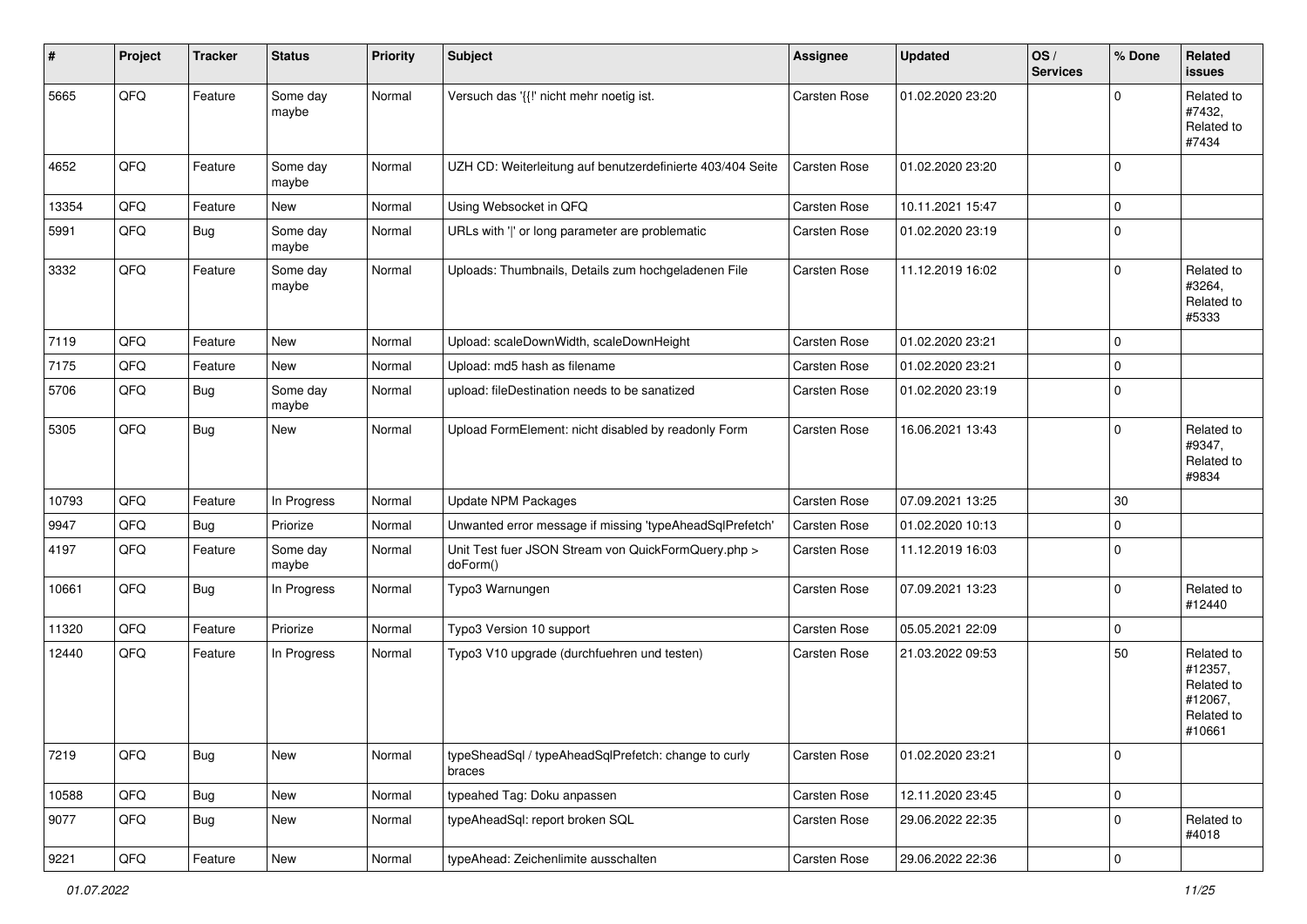| # | Project | Tracker | Status | Priority | Subject | Assignee | Updated | OS / Services | % Done | Related issues |
|---|---|---|---|---|---|---|---|---|---|---|
| 5665 | QFQ | Feature | Some day maybe | Normal | Versuch das '{{!' nicht mehr noetig ist. | Carsten Rose | 01.02.2020 23:20 | | 0 | Related to #7432, Related to #7434 |
| 4652 | QFQ | Feature | Some day maybe | Normal | UZH CD: Weiterleitung auf benutzerdefinierte 403/404 Seite | Carsten Rose | 01.02.2020 23:20 | | 0 | |
| 13354 | QFQ | Feature | New | Normal | Using Websocket in QFQ | Carsten Rose | 10.11.2021 15:47 | | 0 | |
| 5991 | QFQ | Bug | Some day maybe | Normal | URLs with '\|' or long parameter are problematic | Carsten Rose | 01.02.2020 23:19 | | 0 | |
| 3332 | QFQ | Feature | Some day maybe | Normal | Uploads: Thumbnails, Details zum hochgeladenen File | Carsten Rose | 11.12.2019 16:02 | | 0 | Related to #3264, Related to #5333 |
| 7119 | QFQ | Feature | New | Normal | Upload: scaleDownWidth, scaleDownHeight | Carsten Rose | 01.02.2020 23:21 | | 0 | |
| 7175 | QFQ | Feature | New | Normal | Upload: md5 hash as filename | Carsten Rose | 01.02.2020 23:21 | | 0 | |
| 5706 | QFQ | Bug | Some day maybe | Normal | upload: fileDestination needs to be sanatized | Carsten Rose | 01.02.2020 23:19 | | 0 | |
| 5305 | QFQ | Bug | New | Normal | Upload FormElement: nicht disabled by readonly Form | Carsten Rose | 16.06.2021 13:43 | | 0 | Related to #9347, Related to #9834 |
| 10793 | QFQ | Feature | In Progress | Normal | Update NPM Packages | Carsten Rose | 07.09.2021 13:25 | | 30 | |
| 9947 | QFQ | Bug | Priorize | Normal | Unwanted error message if missing 'typeAheadSqlPrefetch' | Carsten Rose | 01.02.2020 10:13 | | 0 | |
| 4197 | QFQ | Feature | Some day maybe | Normal | Unit Test fuer JSON Stream von QuickFormQuery.php > doForm() | Carsten Rose | 11.12.2019 16:03 | | 0 | |
| 10661 | QFQ | Bug | In Progress | Normal | Typo3 Warnungen | Carsten Rose | 07.09.2021 13:23 | | 0 | Related to #12440 |
| 11320 | QFQ | Feature | Priorize | Normal | Typo3 Version 10 support | Carsten Rose | 05.05.2021 22:09 | | 0 | |
| 12440 | QFQ | Feature | In Progress | Normal | Typo3 V10 upgrade (durchfuehren und testen) | Carsten Rose | 21.03.2022 09:53 | | 50 | Related to #12357, Related to #12067, Related to #10661 |
| 7219 | QFQ | Bug | New | Normal | typeSheadSql / typeAheadSqlPrefetch: change to curly braces | Carsten Rose | 01.02.2020 23:21 | | 0 | |
| 10588 | QFQ | Bug | New | Normal | typeahed Tag: Doku anpassen | Carsten Rose | 12.11.2020 23:45 | | 0 | |
| 9077 | QFQ | Bug | New | Normal | typeAheadSql: report broken SQL | Carsten Rose | 29.06.2022 22:35 | | 0 | Related to #4018 |
| 9221 | QFQ | Feature | New | Normal | typeAhead: Zeichenlimite ausschalten | Carsten Rose | 29.06.2022 22:36 | | 0 | |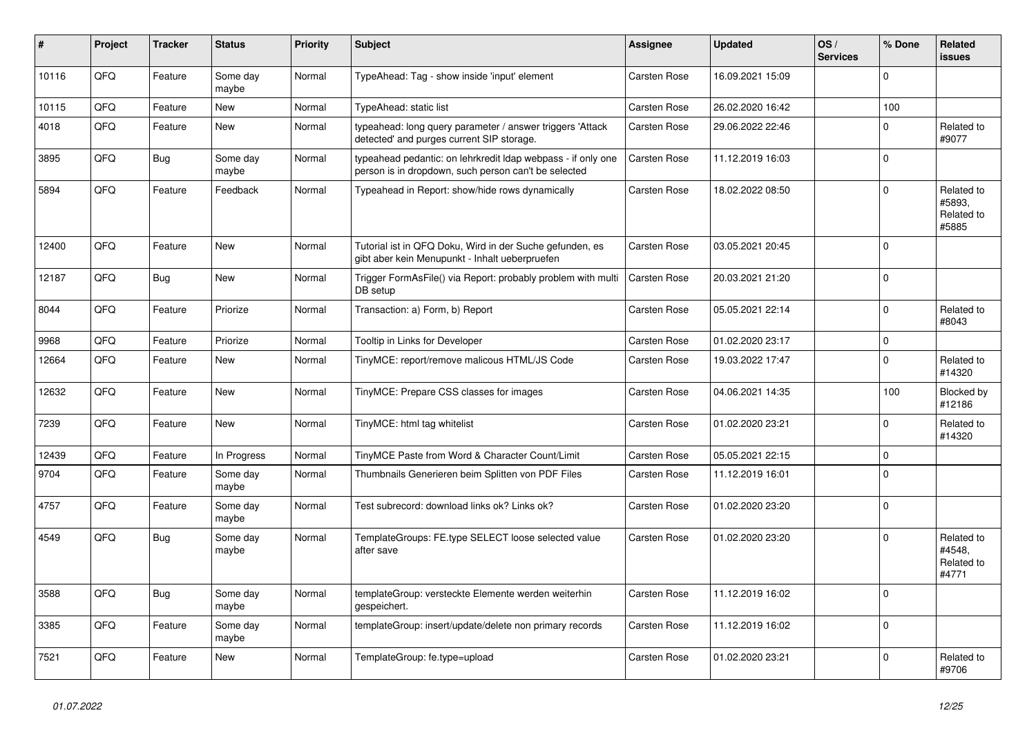| # | Project | Tracker | Status | Priority | Subject | Assignee | Updated | OS / Services | % Done | Related issues |
|---|---|---|---|---|---|---|---|---|---|---|
| 10116 | QFQ | Feature | Some day maybe | Normal | TypeAhead: Tag - show inside 'input' element | Carsten Rose | 16.09.2021 15:09 | | 0 | |
| 10115 | QFQ | Feature | New | Normal | TypeAhead: static list | Carsten Rose | 26.02.2020 16:42 | | 100 | |
| 4018 | QFQ | Feature | New | Normal | typeahead: long query parameter / answer triggers 'Attack detected' and purges current SIP storage. | Carsten Rose | 29.06.2022 22:46 | | 0 | Related to #9077 |
| 3895 | QFQ | Bug | Some day maybe | Normal | typeahead pedantic: on lehrkredit ldap webpass - if only one person is in dropdown, such person can't be selected | Carsten Rose | 11.12.2019 16:03 | | 0 | |
| 5894 | QFQ | Feature | Feedback | Normal | Typeahead in Report: show/hide rows dynamically | Carsten Rose | 18.02.2022 08:50 | | 0 | Related to #5893, Related to #5885 |
| 12400 | QFQ | Feature | New | Normal | Tutorial ist in QFQ Doku, Wird in der Suche gefunden, es gibt aber kein Menupunkt - Inhalt ueberpruefen | Carsten Rose | 03.05.2021 20:45 | | 0 | |
| 12187 | QFQ | Bug | New | Normal | Trigger FormAsFile() via Report: probably problem with multi DB setup | Carsten Rose | 20.03.2021 21:20 | | 0 | |
| 8044 | QFQ | Feature | Priorize | Normal | Transaction: a) Form, b) Report | Carsten Rose | 05.05.2021 22:14 | | 0 | Related to #8043 |
| 9968 | QFQ | Feature | Priorize | Normal | Tooltip in Links for Developer | Carsten Rose | 01.02.2020 23:17 | | 0 | |
| 12664 | QFQ | Feature | New | Normal | TinyMCE: report/remove malicous HTML/JS Code | Carsten Rose | 19.03.2022 17:47 | | 0 | Related to #14320 |
| 12632 | QFQ | Feature | New | Normal | TinyMCE: Prepare CSS classes for images | Carsten Rose | 04.06.2021 14:35 | | 100 | Blocked by #12186 |
| 7239 | QFQ | Feature | New | Normal | TinyMCE: html tag whitelist | Carsten Rose | 01.02.2020 23:21 | | 0 | Related to #14320 |
| 12439 | QFQ | Feature | In Progress | Normal | TinyMCE Paste from Word & Character Count/Limit | Carsten Rose | 05.05.2021 22:15 | | 0 | |
| 9704 | QFQ | Feature | Some day maybe | Normal | Thumbnails Generieren beim Splitten von PDF Files | Carsten Rose | 11.12.2019 16:01 | | 0 | |
| 4757 | QFQ | Feature | Some day maybe | Normal | Test subrecord: download links ok? Links ok? | Carsten Rose | 01.02.2020 23:20 | | 0 | |
| 4549 | QFQ | Bug | Some day maybe | Normal | TemplateGroups: FE.type SELECT loose selected value after save | Carsten Rose | 01.02.2020 23:20 | | 0 | Related to #4548, Related to #4771 |
| 3588 | QFQ | Bug | Some day maybe | Normal | templateGroup: versteckte Elemente werden weiterhin gespeichert. | Carsten Rose | 11.12.2019 16:02 | | 0 | |
| 3385 | QFQ | Feature | Some day maybe | Normal | templateGroup: insert/update/delete non primary records | Carsten Rose | 11.12.2019 16:02 | | 0 | |
| 7521 | QFQ | Feature | New | Normal | TemplateGroup: fe.type=upload | Carsten Rose | 01.02.2020 23:21 | | 0 | Related to #9706 |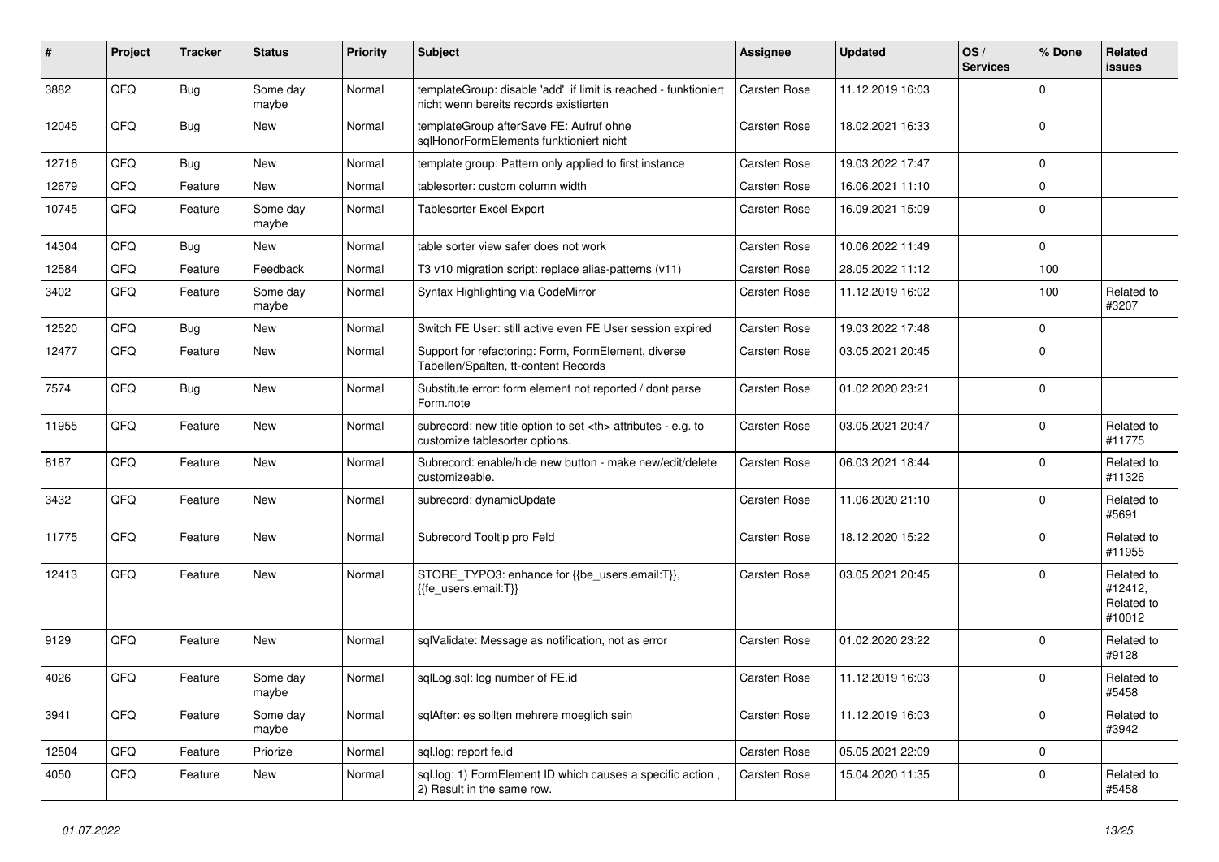| # | Project | Tracker | Status | Priority | Subject | Assignee | Updated | OS / Services | % Done | Related issues |
|---|---|---|---|---|---|---|---|---|---|---|
| 3882 | QFQ | Bug | Some day maybe | Normal | templateGroup: disable 'add' if limit is reached - funktioniert nicht wenn bereits records existierten | Carsten Rose | 11.12.2019 16:03 | | 0 | |
| 12045 | QFQ | Bug | New | Normal | templateGroup afterSave FE: Aufruf ohne sqlHonorFormElements funktioniert nicht | Carsten Rose | 18.02.2021 16:33 | | 0 | |
| 12716 | QFQ | Bug | New | Normal | template group: Pattern only applied to first instance | Carsten Rose | 19.03.2022 17:47 | | 0 | |
| 12679 | QFQ | Feature | New | Normal | tablesorter: custom column width | Carsten Rose | 16.06.2021 11:10 | | 0 | |
| 10745 | QFQ | Feature | Some day maybe | Normal | Tablesorter Excel Export | Carsten Rose | 16.09.2021 15:09 | | 0 | |
| 14304 | QFQ | Bug | New | Normal | table sorter view safer does not work | Carsten Rose | 10.06.2022 11:49 | | 0 | |
| 12584 | QFQ | Feature | Feedback | Normal | T3 v10 migration script: replace alias-patterns (v11) | Carsten Rose | 28.05.2022 11:12 | | 100 | |
| 3402 | QFQ | Feature | Some day maybe | Normal | Syntax Highlighting via CodeMirror | Carsten Rose | 11.12.2019 16:02 | | 100 | Related to #3207 |
| 12520 | QFQ | Bug | New | Normal | Switch FE User: still active even FE User session expired | Carsten Rose | 19.03.2022 17:48 | | 0 | |
| 12477 | QFQ | Feature | New | Normal | Support for refactoring: Form, FormElement, diverse Tabellen/Spalten, tt-content Records | Carsten Rose | 03.05.2021 20:45 | | 0 | |
| 7574 | QFQ | Bug | New | Normal | Substitute error: form element not reported / dont parse Form.note | Carsten Rose | 01.02.2020 23:21 | | 0 | |
| 11955 | QFQ | Feature | New | Normal | subrecord: new title option to set <th> attributes - e.g. to customize tablesorter options. | Carsten Rose | 03.05.2021 20:47 | | 0 | Related to #11775 |
| 8187 | QFQ | Feature | New | Normal | Subrecord: enable/hide new button - make new/edit/delete customizeable. | Carsten Rose | 06.03.2021 18:44 | | 0 | Related to #11326 |
| 3432 | QFQ | Feature | New | Normal | subrecord: dynamicUpdate | Carsten Rose | 11.06.2020 21:10 | | 0 | Related to #5691 |
| 11775 | QFQ | Feature | New | Normal | Subrecord Tooltip pro Feld | Carsten Rose | 18.12.2020 15:22 | | 0 | Related to #11955 |
| 12413 | QFQ | Feature | New | Normal | STORE_TYPO3: enhance for {{be_users.email:T}}, {{fe_users.email:T}} | Carsten Rose | 03.05.2021 20:45 | | 0 | Related to #12412, Related to #10012 |
| 9129 | QFQ | Feature | New | Normal | sqlValidate: Message as notification, not as error | Carsten Rose | 01.02.2020 23:22 | | 0 | Related to #9128 |
| 4026 | QFQ | Feature | Some day maybe | Normal | sqlLog.sql: log number of FE.id | Carsten Rose | 11.12.2019 16:03 | | 0 | Related to #5458 |
| 3941 | QFQ | Feature | Some day maybe | Normal | sqlAfter: es sollten mehrere moeglich sein | Carsten Rose | 11.12.2019 16:03 | | 0 | Related to #3942 |
| 12504 | QFQ | Feature | Priorize | Normal | sql.log: report fe.id | Carsten Rose | 05.05.2021 22:09 | | 0 | |
| 4050 | QFQ | Feature | New | Normal | sql.log: 1) FormElement ID which causes a specific action , 2) Result in the same row. | Carsten Rose | 15.04.2020 11:35 | | 0 | Related to #5458 |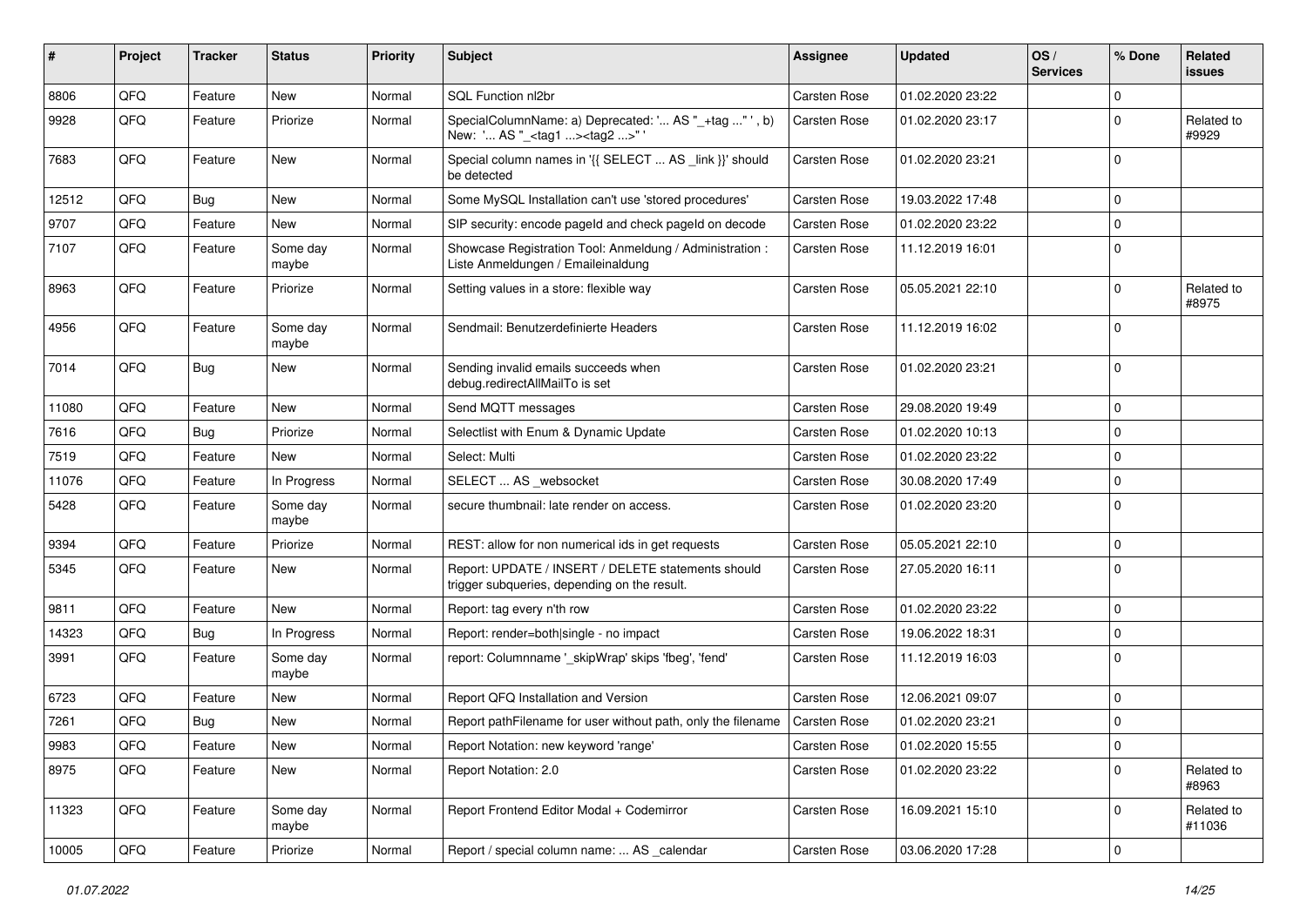| # | Project | Tracker | Status | Priority | Subject | Assignee | Updated | OS / Services | % Done | Related issues |
|---|---|---|---|---|---|---|---|---|---|---|
| 8806 | QFQ | Feature | New | Normal | SQL Function nl2br | Carsten Rose | 01.02.2020 23:22 | | 0 | |
| 9928 | QFQ | Feature | Priorize | Normal | SpecialColumnName: a) Deprecated: '... AS "_+tag ..." ', b) New: '... AS "_<tag1 ...><tag2 ...>" ' | Carsten Rose | 01.02.2020 23:17 | | 0 | Related to #9929 |
| 7683 | QFQ | Feature | New | Normal | Special column names in '{{ SELECT ... AS _link }}' should be detected | Carsten Rose | 01.02.2020 23:21 | | 0 | |
| 12512 | QFQ | Bug | New | Normal | Some MySQL Installation can't use 'stored procedures' | Carsten Rose | 19.03.2022 17:48 | | 0 | |
| 9707 | QFQ | Feature | New | Normal | SIP security: encode pageId and check pageId on decode | Carsten Rose | 01.02.2020 23:22 | | 0 | |
| 7107 | QFQ | Feature | Some day maybe | Normal | Showcase Registration Tool: Anmeldung / Administration : Liste Anmeldungen / Emaileinaldung | Carsten Rose | 11.12.2019 16:01 | | 0 | |
| 8963 | QFQ | Feature | Priorize | Normal | Setting values in a store: flexible way | Carsten Rose | 05.05.2021 22:10 | | 0 | Related to #8975 |
| 4956 | QFQ | Feature | Some day maybe | Normal | Sendmail: Benutzerdefinierte Headers | Carsten Rose | 11.12.2019 16:02 | | 0 | |
| 7014 | QFQ | Bug | New | Normal | Sending invalid emails succeeds when debug.redirectAllMailTo is set | Carsten Rose | 01.02.2020 23:21 | | 0 | |
| 11080 | QFQ | Feature | New | Normal | Send MQTT messages | Carsten Rose | 29.08.2020 19:49 | | 0 | |
| 7616 | QFQ | Bug | Priorize | Normal | Selectlist with Enum & Dynamic Update | Carsten Rose | 01.02.2020 10:13 | | 0 | |
| 7519 | QFQ | Feature | New | Normal | Select: Multi | Carsten Rose | 01.02.2020 23:22 | | 0 | |
| 11076 | QFQ | Feature | In Progress | Normal | SELECT ... AS _websocket | Carsten Rose | 30.08.2020 17:49 | | 0 | |
| 5428 | QFQ | Feature | Some day maybe | Normal | secure thumbnail: late render on access. | Carsten Rose | 01.02.2020 23:20 | | 0 | |
| 9394 | QFQ | Feature | Priorize | Normal | REST: allow for non numerical ids in get requests | Carsten Rose | 05.05.2021 22:10 | | 0 | |
| 5345 | QFQ | Feature | New | Normal | Report: UPDATE / INSERT / DELETE statements should trigger subqueries, depending on the result. | Carsten Rose | 27.05.2020 16:11 | | 0 | |
| 9811 | QFQ | Feature | New | Normal | Report: tag every n'th row | Carsten Rose | 01.02.2020 23:22 | | 0 | |
| 14323 | QFQ | Bug | In Progress | Normal | Report: render=both\|single - no impact | Carsten Rose | 19.06.2022 18:31 | | 0 | |
| 3991 | QFQ | Feature | Some day maybe | Normal | report: Columnname '_skipWrap' skips 'fbeg', 'fend' | Carsten Rose | 11.12.2019 16:03 | | 0 | |
| 6723 | QFQ | Feature | New | Normal | Report QFQ Installation and Version | Carsten Rose | 12.06.2021 09:07 | | 0 | |
| 7261 | QFQ | Bug | New | Normal | Report pathFilename for user without path, only the filename | Carsten Rose | 01.02.2020 23:21 | | 0 | |
| 9983 | QFQ | Feature | New | Normal | Report Notation: new keyword 'range' | Carsten Rose | 01.02.2020 15:55 | | 0 | |
| 8975 | QFQ | Feature | New | Normal | Report Notation: 2.0 | Carsten Rose | 01.02.2020 23:22 | | 0 | Related to #8963 |
| 11323 | QFQ | Feature | Some day maybe | Normal | Report Frontend Editor Modal + Codemirror | Carsten Rose | 16.09.2021 15:10 | | 0 | Related to #11036 |
| 10005 | QFQ | Feature | Priorize | Normal | Report / special column name: ... AS _calendar | Carsten Rose | 03.06.2020 17:28 | | 0 | |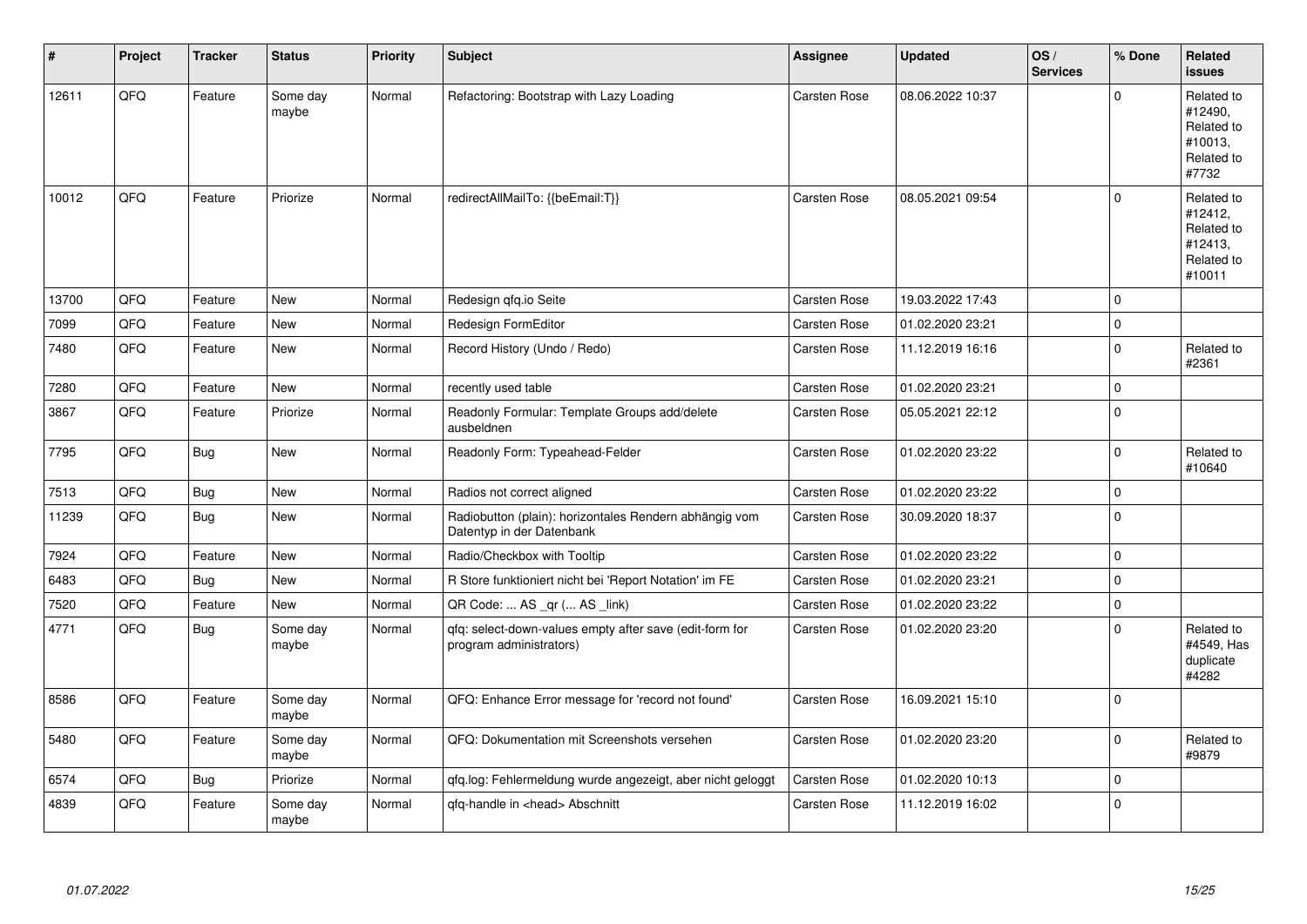| # | Project | Tracker | Status | Priority | Subject | Assignee | Updated | OS / Services | % Done | Related issues |
|---|---|---|---|---|---|---|---|---|---|---|
| 12611 | QFQ | Feature | Some day maybe | Normal | Refactoring: Bootstrap with Lazy Loading | Carsten Rose | 08.06.2022 10:37 | | 0 | Related to #12490, Related to #10013, Related to #7732 |
| 10012 | QFQ | Feature | Priorize | Normal | redirectAllMailTo: {{beEmail:T}} | Carsten Rose | 08.05.2021 09:54 | | 0 | Related to #12412, Related to #12413, Related to #10011 |
| 13700 | QFQ | Feature | New | Normal | Redesign qfq.io Seite | Carsten Rose | 19.03.2022 17:43 | | 0 | |
| 7099 | QFQ | Feature | New | Normal | Redesign FormEditor | Carsten Rose | 01.02.2020 23:21 | | 0 | |
| 7480 | QFQ | Feature | New | Normal | Record History (Undo / Redo) | Carsten Rose | 11.12.2019 16:16 | | 0 | Related to #2361 |
| 7280 | QFQ | Feature | New | Normal | recently used table | Carsten Rose | 01.02.2020 23:21 | | 0 | |
| 3867 | QFQ | Feature | Priorize | Normal | Readonly Formular: Template Groups add/delete ausbeldnen | Carsten Rose | 05.05.2021 22:12 | | 0 | |
| 7795 | QFQ | Bug | New | Normal | Readonly Form: Typeahead-Felder | Carsten Rose | 01.02.2020 23:22 | | 0 | Related to #10640 |
| 7513 | QFQ | Bug | New | Normal | Radios not correct aligned | Carsten Rose | 01.02.2020 23:22 | | 0 | |
| 11239 | QFQ | Bug | New | Normal | Radiobutton (plain): horizontales Rendern abhängig vom Datentyp in der Datenbank | Carsten Rose | 30.09.2020 18:37 | | 0 | |
| 7924 | QFQ | Feature | New | Normal | Radio/Checkbox with Tooltip | Carsten Rose | 01.02.2020 23:22 | | 0 | |
| 6483 | QFQ | Bug | New | Normal | R Store funktioniert nicht bei 'Report Notation' im FE | Carsten Rose | 01.02.2020 23:21 | | 0 | |
| 7520 | QFQ | Feature | New | Normal | QR Code: ... AS _qr (... AS _link) | Carsten Rose | 01.02.2020 23:22 | | 0 | |
| 4771 | QFQ | Bug | Some day maybe | Normal | qfq: select-down-values empty after save (edit-form for program administrators) | Carsten Rose | 01.02.2020 23:20 | | 0 | Related to #4549, Has duplicate #4282 |
| 8586 | QFQ | Feature | Some day maybe | Normal | QFQ: Enhance Error message for 'record not found' | Carsten Rose | 16.09.2021 15:10 | | 0 | |
| 5480 | QFQ | Feature | Some day maybe | Normal | QFQ: Dokumentation mit Screenshots versehen | Carsten Rose | 01.02.2020 23:20 | | 0 | Related to #9879 |
| 6574 | QFQ | Bug | Priorize | Normal | qfq.log: Fehlermeldung wurde angezeigt, aber nicht geloggt | Carsten Rose | 01.02.2020 10:13 | | 0 | |
| 4839 | QFQ | Feature | Some day maybe | Normal | qfq-handle in <head> Abschnitt | Carsten Rose | 11.12.2019 16:02 | | 0 | |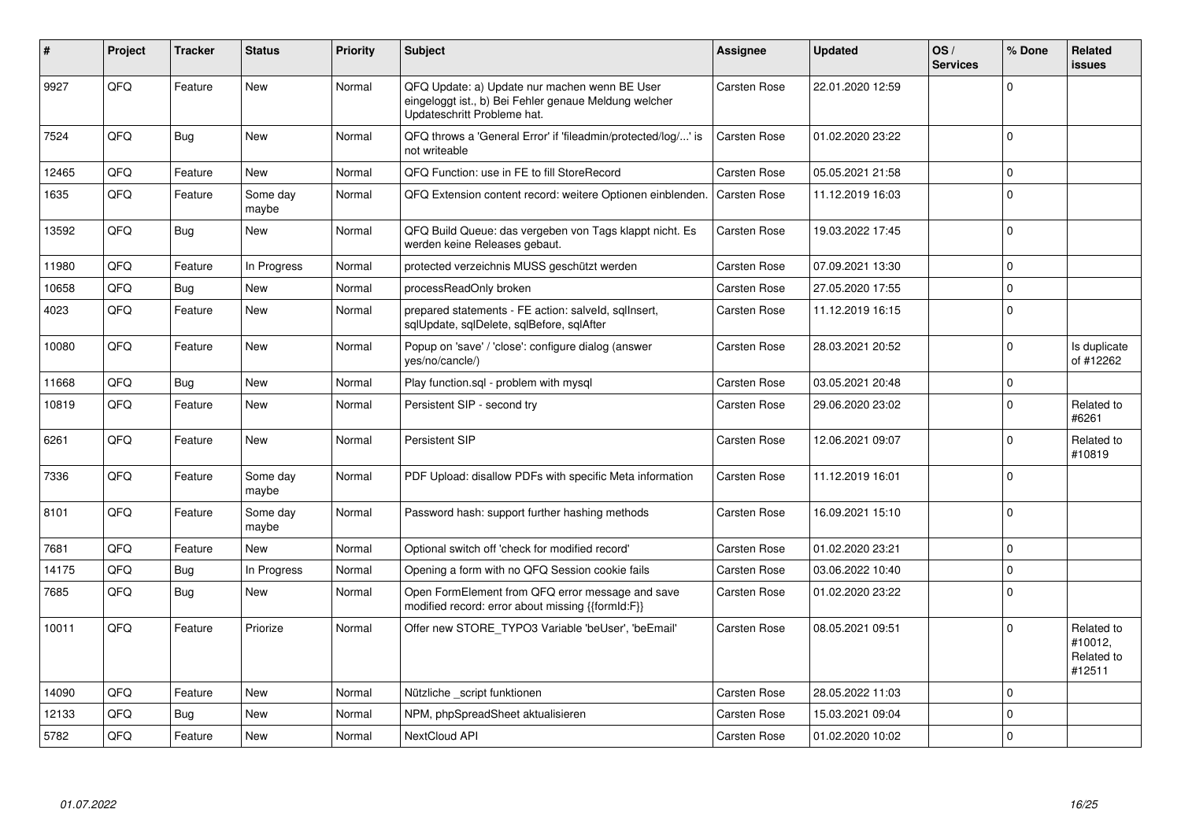| # | Project | Tracker | Status | Priority | Subject | Assignee | Updated | OS / Services | % Done | Related issues |
|---|---|---|---|---|---|---|---|---|---|---|
| 9927 | QFQ | Feature | New | Normal | QFQ Update: a) Update nur machen wenn BE User eingeloggt ist., b) Bei Fehler genaue Meldung welcher Updateschritt Probleme hat. | Carsten Rose | 22.01.2020 12:59 | | 0 | |
| 7524 | QFQ | Bug | New | Normal | QFQ throws a 'General Error' if 'fileadmin/protected/log/...' is not writeable | Carsten Rose | 01.02.2020 23:22 | | 0 | |
| 12465 | QFQ | Feature | New | Normal | QFQ Function: use in FE to fill StoreRecord | Carsten Rose | 05.05.2021 21:58 | | 0 | |
| 1635 | QFQ | Feature | Some day maybe | Normal | QFQ Extension content record: weitere Optionen einblenden. | Carsten Rose | 11.12.2019 16:03 | | 0 | |
| 13592 | QFQ | Bug | New | Normal | QFQ Build Queue: das vergeben von Tags klappt nicht. Es werden keine Releases gebaut. | Carsten Rose | 19.03.2022 17:45 | | 0 | |
| 11980 | QFQ | Feature | In Progress | Normal | protected verzeichnis MUSS geschützt werden | Carsten Rose | 07.09.2021 13:30 | | 0 | |
| 10658 | QFQ | Bug | New | Normal | processReadOnly broken | Carsten Rose | 27.05.2020 17:55 | | 0 | |
| 4023 | QFQ | Feature | New | Normal | prepared statements - FE action: salveId, sqlInsert, sqlUpdate, sqlDelete, sqlBefore, sqlAfter | Carsten Rose | 11.12.2019 16:15 | | 0 | |
| 10080 | QFQ | Feature | New | Normal | Popup on 'save' / 'close': configure dialog (answer yes/no/cancle/) | Carsten Rose | 28.03.2021 20:52 | | 0 | Is duplicate of #12262 |
| 11668 | QFQ | Bug | New | Normal | Play function.sql - problem with mysql | Carsten Rose | 03.05.2021 20:48 | | 0 | |
| 10819 | QFQ | Feature | New | Normal | Persistent SIP - second try | Carsten Rose | 29.06.2020 23:02 | | 0 | Related to #6261 |
| 6261 | QFQ | Feature | New | Normal | Persistent SIP | Carsten Rose | 12.06.2021 09:07 | | 0 | Related to #10819 |
| 7336 | QFQ | Feature | Some day maybe | Normal | PDF Upload: disallow PDFs with specific Meta information | Carsten Rose | 11.12.2019 16:01 | | 0 | |
| 8101 | QFQ | Feature | Some day maybe | Normal | Password hash: support further hashing methods | Carsten Rose | 16.09.2021 15:10 | | 0 | |
| 7681 | QFQ | Feature | New | Normal | Optional switch off 'check for modified record' | Carsten Rose | 01.02.2020 23:21 | | 0 | |
| 14175 | QFQ | Bug | In Progress | Normal | Opening a form with no QFQ Session cookie fails | Carsten Rose | 03.06.2022 10:40 | | 0 | |
| 7685 | QFQ | Bug | New | Normal | Open FormElement from QFQ error message and save modified record: error about missing {{formId:F}} | Carsten Rose | 01.02.2020 23:22 | | 0 | |
| 10011 | QFQ | Feature | Priorize | Normal | Offer new STORE_TYPO3 Variable 'beUser', 'beEmail' | Carsten Rose | 08.05.2021 09:51 | | 0 | Related to #10012, Related to #12511 |
| 14090 | QFQ | Feature | New | Normal | Nützliche _script funktionen | Carsten Rose | 28.05.2022 11:03 | | 0 | |
| 12133 | QFQ | Bug | New | Normal | NPM, phpSpreadSheet aktualisieren | Carsten Rose | 15.03.2021 09:04 | | 0 | |
| 5782 | QFQ | Feature | New | Normal | NextCloud API | Carsten Rose | 01.02.2020 10:02 | | 0 | |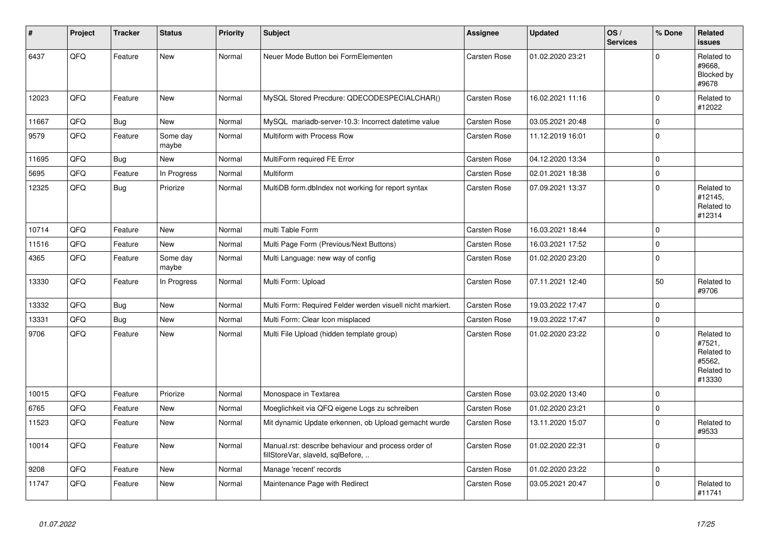| # | Project | Tracker | Status | Priority | Subject | Assignee | Updated | OS / Services | % Done | Related issues |
|---|---|---|---|---|---|---|---|---|---|---|
| 6437 | QFQ | Feature | New | Normal | Neuer Mode Button bei FormElementen | Carsten Rose | 01.02.2020 23:21 | | 0 | Related to #9668, Blocked by #9678 |
| 12023 | QFQ | Feature | New | Normal | MySQL Stored Precdure: QDECODESPECIALCHAR() | Carsten Rose | 16.02.2021 11:16 | | 0 | Related to #12022 |
| 11667 | QFQ | Bug | New | Normal | MySQL mariadb-server-10.3: Incorrect datetime value | Carsten Rose | 03.05.2021 20:48 | | 0 | |
| 9579 | QFQ | Feature | Some day maybe | Normal | Multiform with Process Row | Carsten Rose | 11.12.2019 16:01 | | 0 | |
| 11695 | QFQ | Bug | New | Normal | MultiForm required FE Error | Carsten Rose | 04.12.2020 13:34 | | 0 | |
| 5695 | QFQ | Feature | In Progress | Normal | Multiform | Carsten Rose | 02.01.2021 18:38 | | 0 | |
| 12325 | QFQ | Bug | Priorize | Normal | MultiDB form.dbIndex not working for report syntax | Carsten Rose | 07.09.2021 13:37 | | 0 | Related to #12145, Related to #12314 |
| 10714 | QFQ | Feature | New | Normal | multi Table Form | Carsten Rose | 16.03.2021 18:44 | | 0 | |
| 11516 | QFQ | Feature | New | Normal | Multi Page Form (Previous/Next Buttons) | Carsten Rose | 16.03.2021 17:52 | | 0 | |
| 4365 | QFQ | Feature | Some day maybe | Normal | Multi Language: new way of config | Carsten Rose | 01.02.2020 23:20 | | 0 | |
| 13330 | QFQ | Feature | In Progress | Normal | Multi Form: Upload | Carsten Rose | 07.11.2021 12:40 | | 50 | Related to #9706 |
| 13332 | QFQ | Bug | New | Normal | Multi Form: Required Felder werden visuell nicht markiert. | Carsten Rose | 19.03.2022 17:47 | | 0 | |
| 13331 | QFQ | Bug | New | Normal | Multi Form: Clear Icon misplaced | Carsten Rose | 19.03.2022 17:47 | | 0 | |
| 9706 | QFQ | Feature | New | Normal | Multi File Upload (hidden template group) | Carsten Rose | 01.02.2020 23:22 | | 0 | Related to #7521, Related to #5562, Related to #13330 |
| 10015 | QFQ | Feature | Priorize | Normal | Monospace in Textarea | Carsten Rose | 03.02.2020 13:40 | | 0 | |
| 6765 | QFQ | Feature | New | Normal | Moeglichkeit via QFQ eigene Logs zu schreiben | Carsten Rose | 01.02.2020 23:21 | | 0 | |
| 11523 | QFQ | Feature | New | Normal | Mit dynamic Update erkennen, ob Upload gemacht wurde | Carsten Rose | 13.11.2020 15:07 | | 0 | Related to #9533 |
| 10014 | QFQ | Feature | New | Normal | Manual.rst: describe behaviour and process order of fillStoreVar, slaveId, sqlBefore, .. | Carsten Rose | 01.02.2020 22:31 | | 0 | |
| 9208 | QFQ | Feature | New | Normal | Manage 'recent' records | Carsten Rose | 01.02.2020 23:22 | | 0 | |
| 11747 | QFQ | Feature | New | Normal | Maintenance Page with Redirect | Carsten Rose | 03.05.2021 20:47 | | 0 | Related to #11741 |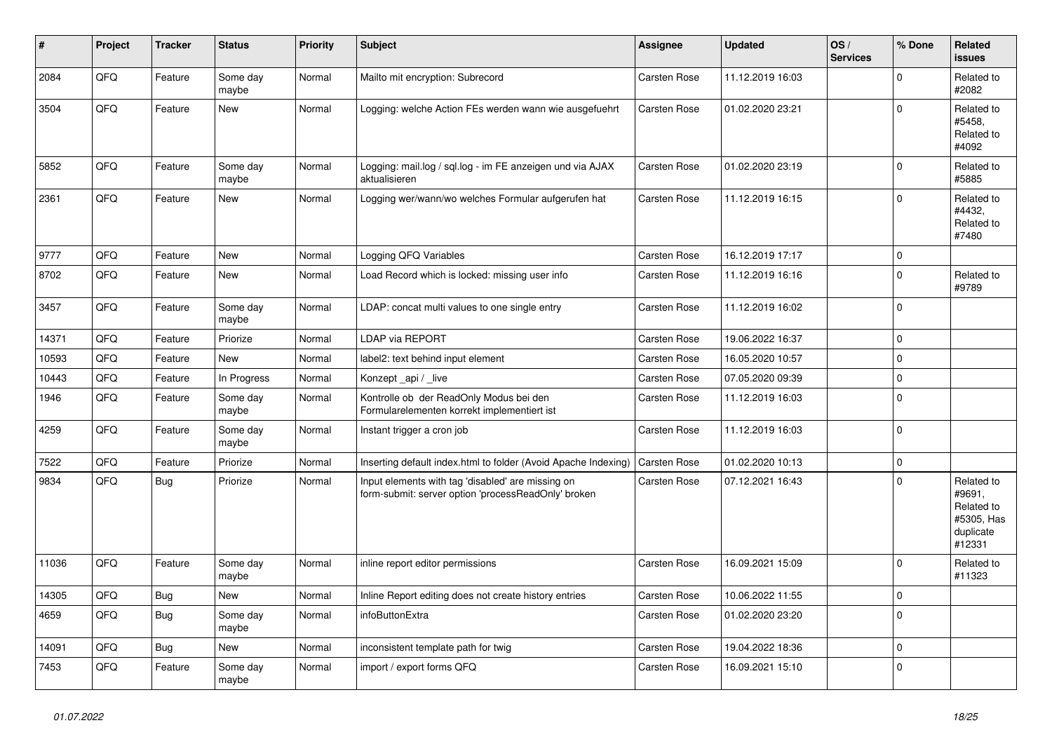| # | Project | Tracker | Status | Priority | Subject | Assignee | Updated | OS / Services | % Done | Related issues |
|---|---|---|---|---|---|---|---|---|---|---|
| 2084 | QFQ | Feature | Some day maybe | Normal | Mailto mit encryption: Subrecord | Carsten Rose | 11.12.2019 16:03 | | 0 | Related to #2082 |
| 3504 | QFQ | Feature | New | Normal | Logging: welche Action FEs werden wann wie ausgefuehrt | Carsten Rose | 01.02.2020 23:21 | | 0 | Related to #5458, Related to #4092 |
| 5852 | QFQ | Feature | Some day maybe | Normal | Logging: mail.log / sql.log - im FE anzeigen und via AJAX aktualisieren | Carsten Rose | 01.02.2020 23:19 | | 0 | Related to #5885 |
| 2361 | QFQ | Feature | New | Normal | Logging wer/wann/wo welches Formular aufgerufen hat | Carsten Rose | 11.12.2019 16:15 | | 0 | Related to #4432, Related to #7480 |
| 9777 | QFQ | Feature | New | Normal | Logging QFQ Variables | Carsten Rose | 16.12.2019 17:17 | | 0 | |
| 8702 | QFQ | Feature | New | Normal | Load Record which is locked: missing user info | Carsten Rose | 11.12.2019 16:16 | | 0 | Related to #9789 |
| 3457 | QFQ | Feature | Some day maybe | Normal | LDAP: concat multi values to one single entry | Carsten Rose | 11.12.2019 16:02 | | 0 | |
| 14371 | QFQ | Feature | Priorize | Normal | LDAP via REPORT | Carsten Rose | 19.06.2022 16:37 | | 0 | |
| 10593 | QFQ | Feature | New | Normal | label2: text behind input element | Carsten Rose | 16.05.2020 10:57 | | 0 | |
| 10443 | QFQ | Feature | In Progress | Normal | Konzept _api / _live | Carsten Rose | 07.05.2020 09:39 | | 0 | |
| 1946 | QFQ | Feature | Some day maybe | Normal | Kontrolle ob der ReadOnly Modus bei den Formularelementen korrekt implementiert ist | Carsten Rose | 11.12.2019 16:03 | | 0 | |
| 4259 | QFQ | Feature | Some day maybe | Normal | Instant trigger a cron job | Carsten Rose | 11.12.2019 16:03 | | 0 | |
| 7522 | QFQ | Feature | Priorize | Normal | Inserting default index.html to folder (Avoid Apache Indexing) | Carsten Rose | 01.02.2020 10:13 | | 0 | |
| 9834 | QFQ | Bug | Priorize | Normal | Input elements with tag 'disabled' are missing on form-submit: server option 'processReadOnly' broken | Carsten Rose | 07.12.2021 16:43 | | 0 | Related to #9691, Related to #5305, Has duplicate #12331 |
| 11036 | QFQ | Feature | Some day maybe | Normal | inline report editor permissions | Carsten Rose | 16.09.2021 15:09 | | 0 | Related to #11323 |
| 14305 | QFQ | Bug | New | Normal | Inline Report editing does not create history entries | Carsten Rose | 10.06.2022 11:55 | | 0 | |
| 4659 | QFQ | Bug | Some day maybe | Normal | infoButtonExtra | Carsten Rose | 01.02.2020 23:20 | | 0 | |
| 14091 | QFQ | Bug | New | Normal | inconsistent template path for twig | Carsten Rose | 19.04.2022 18:36 | | 0 | |
| 7453 | QFQ | Feature | Some day maybe | Normal | import / export forms QFQ | Carsten Rose | 16.09.2021 15:10 | | 0 | |

*01.07.2022*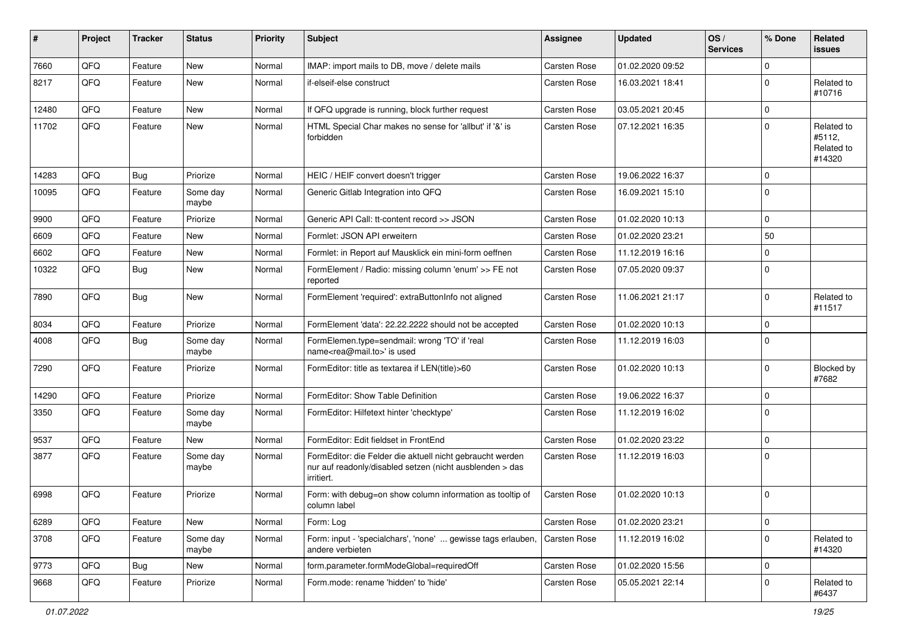| # | Project | Tracker | Status | Priority | Subject | Assignee | Updated | OS / Services | % Done | Related issues |
|---|---|---|---|---|---|---|---|---|---|---|
| 7660 | QFQ | Feature | New | Normal | IMAP: import mails to DB, move / delete mails | Carsten Rose | 01.02.2020 09:52 | | 0 | |
| 8217 | QFQ | Feature | New | Normal | if-elseif-else construct | Carsten Rose | 16.03.2021 18:41 | | 0 | Related to #10716 |
| 12480 | QFQ | Feature | New | Normal | If QFQ upgrade is running, block further request | Carsten Rose | 03.05.2021 20:45 | | 0 | |
| 11702 | QFQ | Feature | New | Normal | HTML Special Char makes no sense for 'allbut' if '&' is forbidden | Carsten Rose | 07.12.2021 16:35 | | 0 | Related to #5112, Related to #14320 |
| 14283 | QFQ | Bug | Priorize | Normal | HEIC / HEIF convert doesn't trigger | Carsten Rose | 19.06.2022 16:37 | | 0 | |
| 10095 | QFQ | Feature | Some day maybe | Normal | Generic Gitlab Integration into QFQ | Carsten Rose | 16.09.2021 15:10 | | 0 | |
| 9900 | QFQ | Feature | Priorize | Normal | Generic API Call: tt-content record >> JSON | Carsten Rose | 01.02.2020 10:13 | | 0 | |
| 6609 | QFQ | Feature | New | Normal | Formlet: JSON API erweitern | Carsten Rose | 01.02.2020 23:21 | | 50 | |
| 6602 | QFQ | Feature | New | Normal | Formlet: in Report auf Mausklick ein mini-form oeffnen | Carsten Rose | 11.12.2019 16:16 | | 0 | |
| 10322 | QFQ | Bug | New | Normal | FormElement / Radio: missing column 'enum' >> FE not reported | Carsten Rose | 07.05.2020 09:37 | | 0 | |
| 7890 | QFQ | Bug | New | Normal | FormElement 'required': extraButtonInfo not aligned | Carsten Rose | 11.06.2021 21:17 | | 0 | Related to #11517 |
| 8034 | QFQ | Feature | Priorize | Normal | FormElement 'data': 22.22.2222 should not be accepted | Carsten Rose | 01.02.2020 10:13 | | 0 | |
| 4008 | QFQ | Bug | Some day maybe | Normal | FormElemen.type=sendmail: wrong 'TO' if 'real name<rea@mail.to>' is used | Carsten Rose | 11.12.2019 16:03 | | 0 | |
| 7290 | QFQ | Feature | Priorize | Normal | FormEditor: title as textarea if LEN(title)>60 | Carsten Rose | 01.02.2020 10:13 | | 0 | Blocked by #7682 |
| 14290 | QFQ | Feature | Priorize | Normal | FormEditor: Show Table Definition | Carsten Rose | 19.06.2022 16:37 | | 0 | |
| 3350 | QFQ | Feature | Some day maybe | Normal | FormEditor: Hilfetext hinter 'checktype' | Carsten Rose | 11.12.2019 16:02 | | 0 | |
| 9537 | QFQ | Feature | New | Normal | FormEditor: Edit fieldset in FrontEnd | Carsten Rose | 01.02.2020 23:22 | | 0 | |
| 3877 | QFQ | Feature | Some day maybe | Normal | FormEditor: die Felder die aktuell nicht gebraucht werden nur auf readonly/disabled setzen (nicht ausblenden > das irritiert. | Carsten Rose | 11.12.2019 16:03 | | 0 | |
| 6998 | QFQ | Feature | Priorize | Normal | Form: with debug=on show column information as tooltip of column label | Carsten Rose | 01.02.2020 10:13 | | 0 | |
| 6289 | QFQ | Feature | New | Normal | Form: Log | Carsten Rose | 01.02.2020 23:21 | | 0 | |
| 3708 | QFQ | Feature | Some day maybe | Normal | Form: input - 'specialchars', 'none' ... gewisse tags erlauben, andere verbieten | Carsten Rose | 11.12.2019 16:02 | | 0 | Related to #14320 |
| 9773 | QFQ | Bug | New | Normal | form.parameter.formModeGlobal=requiredOff | Carsten Rose | 01.02.2020 15:56 | | 0 | |
| 9668 | QFQ | Feature | Priorize | Normal | Form.mode: rename 'hidden' to 'hide' | Carsten Rose | 05.05.2021 22:14 | | 0 | Related to #6437 |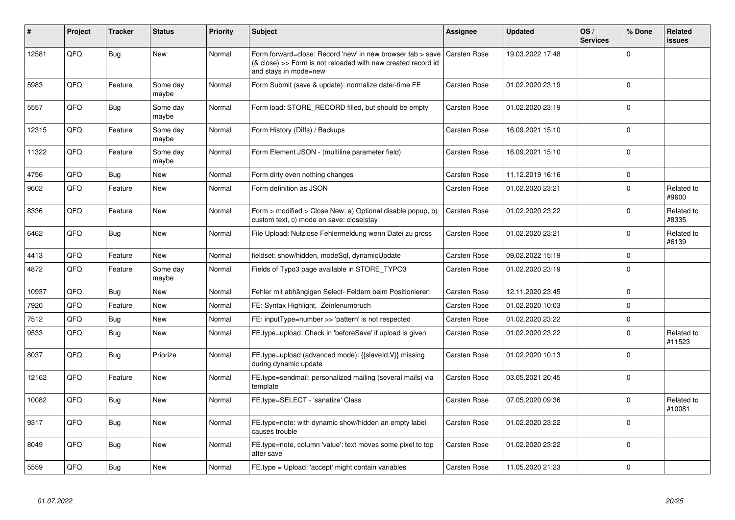| # | Project | Tracker | Status | Priority | Subject | Assignee | Updated | OS / Services | % Done | Related issues |
|---|---|---|---|---|---|---|---|---|---|---|
| 12581 | QFQ | Bug | New | Normal | Form.forward=close: Record 'new' in new browser tab > save (& close) >> Form is not reloaded with new created record id and stays in mode=new | Carsten Rose | 19.03.2022 17:48 | | 0 | |
| 5983 | QFQ | Feature | Some day maybe | Normal | Form Submit (save & update): normalize date/-time FE | Carsten Rose | 01.02.2020 23:19 | | 0 | |
| 5557 | QFQ | Bug | Some day maybe | Normal | Form load: STORE_RECORD filled, but should be empty | Carsten Rose | 01.02.2020 23:19 | | 0 | |
| 12315 | QFQ | Feature | Some day maybe | Normal | Form History (Diffs) / Backups | Carsten Rose | 16.09.2021 15:10 | | 0 | |
| 11322 | QFQ | Feature | Some day maybe | Normal | Form Element JSON - (multiline parameter field) | Carsten Rose | 16.09.2021 15:10 | | 0 | |
| 4756 | QFQ | Bug | New | Normal | Form dirty even nothing changes | Carsten Rose | 11.12.2019 16:16 | | 0 | |
| 9602 | QFQ | Feature | New | Normal | Form definition as JSON | Carsten Rose | 01.02.2020 23:21 | | 0 | Related to #9600 |
| 8336 | QFQ | Feature | New | Normal | Form > modified > Close\|New: a) Optional disable popup, b) custom text, c) mode on save: close\|stay | Carsten Rose | 01.02.2020 23:22 | | 0 | Related to #8335 |
| 6462 | QFQ | Bug | New | Normal | File Upload: Nutzlose Fehlermeldung wenn Datei zu gross | Carsten Rose | 01.02.2020 23:21 | | 0 | Related to #6139 |
| 4413 | QFQ | Feature | New | Normal | fieldset: show/hidden, modeSql, dynamicUpdate | Carsten Rose | 09.02.2022 15:19 | | 0 | |
| 4872 | QFQ | Feature | Some day maybe | Normal | Fields of Typo3 page available in STORE_TYPO3 | Carsten Rose | 01.02.2020 23:19 | | 0 | |
| 10937 | QFQ | Bug | New | Normal | Fehler mit abhängigen Select- Feldern beim Positionieren | Carsten Rose | 12.11.2020 23:45 | | 0 | |
| 7920 | QFQ | Feature | New | Normal | FE: Syntax Highlight, Zeilenumbruch | Carsten Rose | 01.02.2020 10:03 | | 0 | |
| 7512 | QFQ | Bug | New | Normal | FE: inputType=number >> 'pattern' is not respected | Carsten Rose | 01.02.2020 23:22 | | 0 | |
| 9533 | QFQ | Bug | New | Normal | FE.type=upload: Check in 'beforeSave' if upload is given | Carsten Rose | 01.02.2020 23:22 | | 0 | Related to #11523 |
| 8037 | QFQ | Bug | Priorize | Normal | FE.type=upload (advanced mode): {{slaveId:V}} missing during dynamic update | Carsten Rose | 01.02.2020 10:13 | | 0 | |
| 12162 | QFQ | Feature | New | Normal | FE.type=sendmail: personalized mailing (several mails) via template | Carsten Rose | 03.05.2021 20:45 | | 0 | |
| 10082 | QFQ | Bug | New | Normal | FE.type=SELECT - 'sanatize' Class | Carsten Rose | 07.05.2020 09:36 | | 0 | Related to #10081 |
| 9317 | QFQ | Bug | New | Normal | FE.type=note: with dynamic show/hidden an empty label causes trouble | Carsten Rose | 01.02.2020 23:22 | | 0 | |
| 8049 | QFQ | Bug | New | Normal | FE.type=note, column 'value': text moves some pixel to top after save | Carsten Rose | 01.02.2020 23:22 | | 0 | |
| 5559 | QFQ | Bug | New | Normal | FE.type = Upload: 'accept' might contain variables | Carsten Rose | 11.05.2020 21:23 | | 0 | |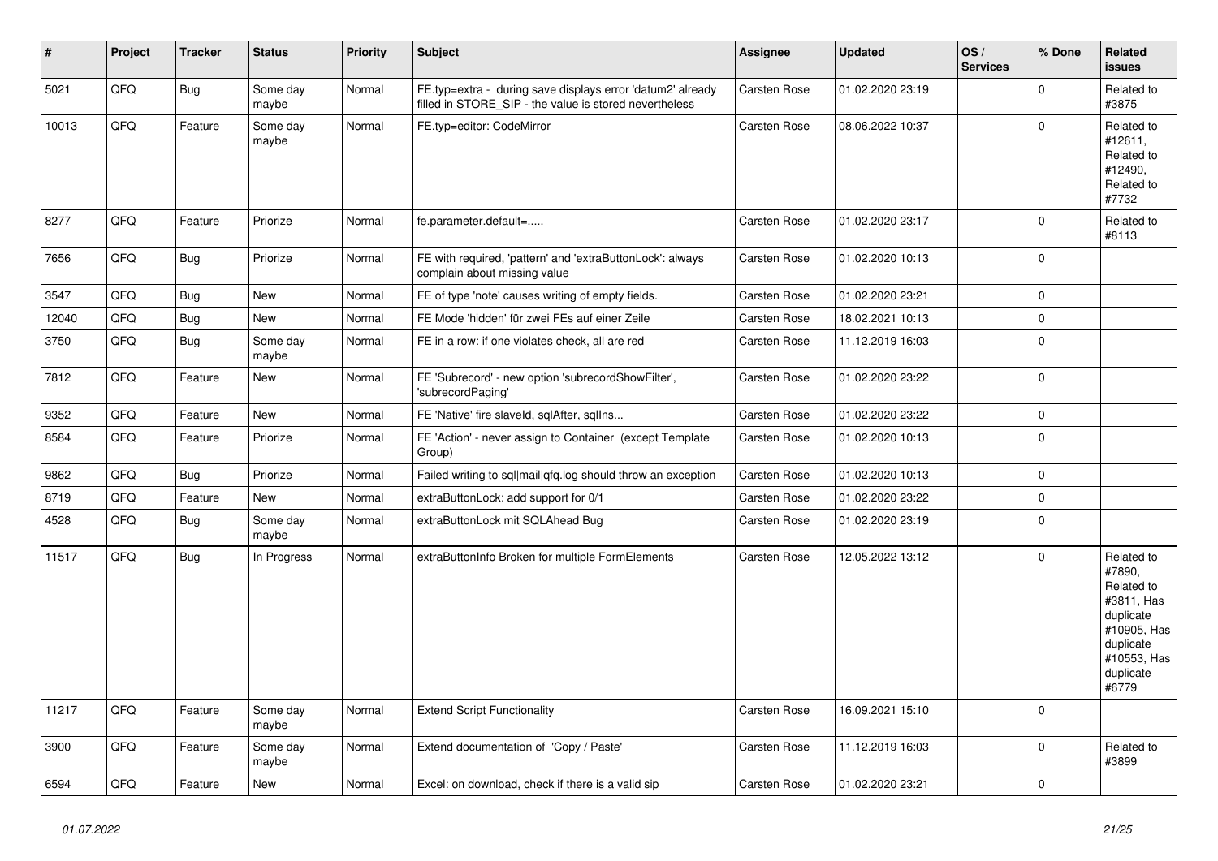| # | Project | Tracker | Status | Priority | Subject | Assignee | Updated | OS / Services | % Done | Related issues |
|---|---|---|---|---|---|---|---|---|---|---|
| 5021 | QFQ | Bug | Some day maybe | Normal | FE.typ=extra - during save displays error 'datum2' already filled in STORE_SIP - the value is stored nevertheless | Carsten Rose | 01.02.2020 23:19 | | 0 | Related to #3875 |
| 10013 | QFQ | Feature | Some day maybe | Normal | FE.typ=editor: CodeMirror | Carsten Rose | 08.06.2022 10:37 | | 0 | Related to #12611, Related to #12490, Related to #7732 |
| 8277 | QFQ | Feature | Priorize | Normal | fe.parameter.default=..... | Carsten Rose | 01.02.2020 23:17 | | 0 | Related to #8113 |
| 7656 | QFQ | Bug | Priorize | Normal | FE with required, 'pattern' and 'extraButtonLock': always complain about missing value | Carsten Rose | 01.02.2020 10:13 | | 0 | |
| 3547 | QFQ | Bug | New | Normal | FE of type 'note' causes writing of empty fields. | Carsten Rose | 01.02.2020 23:21 | | 0 | |
| 12040 | QFQ | Bug | New | Normal | FE Mode 'hidden' für zwei FEs auf einer Zeile | Carsten Rose | 18.02.2021 10:13 | | 0 | |
| 3750 | QFQ | Bug | Some day maybe | Normal | FE in a row: if one violates check, all are red | Carsten Rose | 11.12.2019 16:03 | | 0 | |
| 7812 | QFQ | Feature | New | Normal | FE 'Subrecord' - new option 'subrecordShowFilter', 'subrecordPaging' | Carsten Rose | 01.02.2020 23:22 | | 0 | |
| 9352 | QFQ | Feature | New | Normal | FE 'Native' fire slaveId, sqlAfter, sqlIns... | Carsten Rose | 01.02.2020 23:22 | | 0 | |
| 8584 | QFQ | Feature | Priorize | Normal | FE 'Action' - never assign to Container (except Template Group) | Carsten Rose | 01.02.2020 10:13 | | 0 | |
| 9862 | QFQ | Bug | Priorize | Normal | Failed writing to sql\|mail\|qfq.log should throw an exception | Carsten Rose | 01.02.2020 10:13 | | 0 | |
| 8719 | QFQ | Feature | New | Normal | extraButtonLock: add support for 0/1 | Carsten Rose | 01.02.2020 23:22 | | 0 | |
| 4528 | QFQ | Bug | Some day maybe | Normal | extraButtonLock mit SQLAhead Bug | Carsten Rose | 01.02.2020 23:19 | | 0 | |
| 11517 | QFQ | Bug | In Progress | Normal | extraButtonInfo Broken for multiple FormElements | Carsten Rose | 12.05.2022 13:12 | | 0 | Related to #7890, Related to #3811, Has duplicate #10905, Has duplicate #10553, Has duplicate #6779 |
| 11217 | QFQ | Feature | Some day maybe | Normal | Extend Script Functionality | Carsten Rose | 16.09.2021 15:10 | | 0 | |
| 3900 | QFQ | Feature | Some day maybe | Normal | Extend documentation of 'Copy / Paste' | Carsten Rose | 11.12.2019 16:03 | | 0 | Related to #3899 |
| 6594 | QFQ | Feature | New | Normal | Excel: on download, check if there is a valid sip | Carsten Rose | 01.02.2020 23:21 | | 0 | |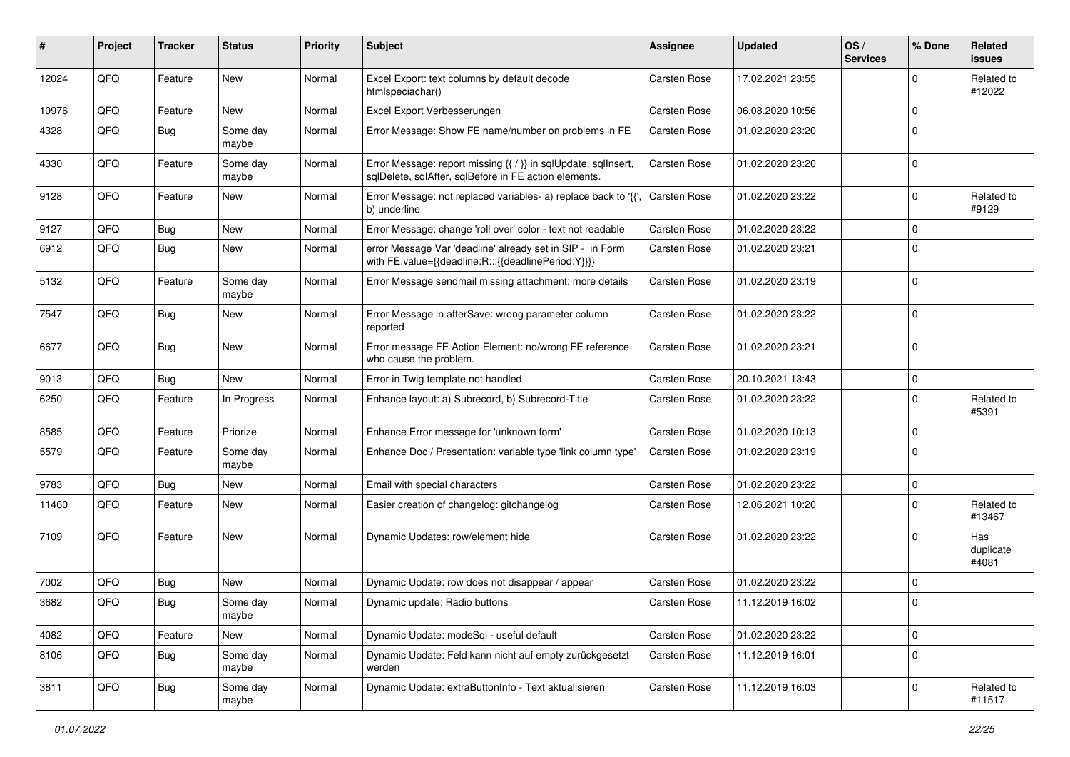| # | Project | Tracker | Status | Priority | Subject | Assignee | Updated | OS / Services | % Done | Related issues |
|---|---|---|---|---|---|---|---|---|---|---|
| 12024 | QFQ | Feature | New | Normal | Excel Export: text columns by default decode htmlspeciachar() | Carsten Rose | 17.02.2021 23:55 | | 0 | Related to #12022 |
| 10976 | QFQ | Feature | New | Normal | Excel Export Verbesserungen | Carsten Rose | 06.08.2020 10:56 | | 0 | |
| 4328 | QFQ | Bug | Some day maybe | Normal | Error Message: Show FE name/number on problems in FE | Carsten Rose | 01.02.2020 23:20 | | 0 | |
| 4330 | QFQ | Feature | Some day maybe | Normal | Error Message: report missing {{ / }} in sqlUpdate, sqlInsert, sqlDelete, sqlAfter, sqlBefore in FE action elements. | Carsten Rose | 01.02.2020 23:20 | | 0 | |
| 9128 | QFQ | Feature | New | Normal | Error Message: not replaced variables- a) replace back to '{{', b) underline | Carsten Rose | 01.02.2020 23:22 | | 0 | Related to #9129 |
| 9127 | QFQ | Bug | New | Normal | Error Message: change 'roll over' color - text not readable | Carsten Rose | 01.02.2020 23:22 | | 0 | |
| 6912 | QFQ | Bug | New | Normal | error Message Var 'deadline' already set in SIP - in Form with FE.value={{deadline:R:::{{deadlinePeriod:Y}}}} | Carsten Rose | 01.02.2020 23:21 | | 0 | |
| 5132 | QFQ | Feature | Some day maybe | Normal | Error Message sendmail missing attachment: more details | Carsten Rose | 01.02.2020 23:19 | | 0 | |
| 7547 | QFQ | Bug | New | Normal | Error Message in afterSave: wrong parameter column reported | Carsten Rose | 01.02.2020 23:22 | | 0 | |
| 6677 | QFQ | Bug | New | Normal | Error message FE Action Element: no/wrong FE reference who cause the problem. | Carsten Rose | 01.02.2020 23:21 | | 0 | |
| 9013 | QFQ | Bug | New | Normal | Error in Twig template not handled | Carsten Rose | 20.10.2021 13:43 | | 0 | |
| 6250 | QFQ | Feature | In Progress | Normal | Enhance layout: a) Subrecord, b) Subrecord-Title | Carsten Rose | 01.02.2020 23:22 | | 0 | Related to #5391 |
| 8585 | QFQ | Feature | Priorize | Normal | Enhance Error message for 'unknown form' | Carsten Rose | 01.02.2020 10:13 | | 0 | |
| 5579 | QFQ | Feature | Some day maybe | Normal | Enhance Doc / Presentation: variable type 'link column type' | Carsten Rose | 01.02.2020 23:19 | | 0 | |
| 9783 | QFQ | Bug | New | Normal | Email with special characters | Carsten Rose | 01.02.2020 23:22 | | 0 | |
| 11460 | QFQ | Feature | New | Normal | Easier creation of changelog: gitchangelog | Carsten Rose | 12.06.2021 10:20 | | 0 | Related to #13467 |
| 7109 | QFQ | Feature | New | Normal | Dynamic Updates: row/element hide | Carsten Rose | 01.02.2020 23:22 | | 0 | Has duplicate #4081 |
| 7002 | QFQ | Bug | New | Normal | Dynamic Update: row does not disappear / appear | Carsten Rose | 01.02.2020 23:22 | | 0 | |
| 3682 | QFQ | Bug | Some day maybe | Normal | Dynamic update: Radio buttons | Carsten Rose | 11.12.2019 16:02 | | 0 | |
| 4082 | QFQ | Feature | New | Normal | Dynamic Update: modeSql - useful default | Carsten Rose | 01.02.2020 23:22 | | 0 | |
| 8106 | QFQ | Bug | Some day maybe | Normal | Dynamic Update: Feld kann nicht auf empty zurückgesetzt werden | Carsten Rose | 11.12.2019 16:01 | | 0 | |
| 3811 | QFQ | Bug | Some day maybe | Normal | Dynamic Update: extraButtonInfo - Text aktualisieren | Carsten Rose | 11.12.2019 16:03 | | 0 | Related to #11517 |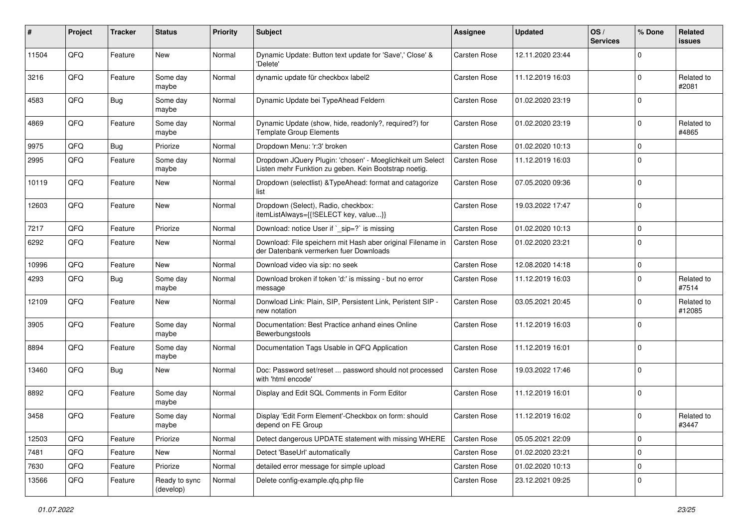| # | Project | Tracker | Status | Priority | Subject | Assignee | Updated | OS / Services | % Done | Related issues |
|---|---|---|---|---|---|---|---|---|---|---|
| 11504 | QFQ | Feature | New | Normal | Dynamic Update: Button text update for 'Save',' Close' & 'Delete' | Carsten Rose | 12.11.2020 23:44 | | 0 | |
| 3216 | QFQ | Feature | Some day maybe | Normal | dynamic update für checkbox label2 | Carsten Rose | 11.12.2019 16:03 | | 0 | Related to #2081 |
| 4583 | QFQ | Bug | Some day maybe | Normal | Dynamic Update bei TypeAhead Feldern | Carsten Rose | 01.02.2020 23:19 | | 0 | |
| 4869 | QFQ | Feature | Some day maybe | Normal | Dynamic Update (show, hide, readonly?, required?) for Template Group Elements | Carsten Rose | 01.02.2020 23:19 | | 0 | Related to #4865 |
| 9975 | QFQ | Bug | Priorize | Normal | Dropdown Menu: 'r:3' broken | Carsten Rose | 01.02.2020 10:13 | | 0 | |
| 2995 | QFQ | Feature | Some day maybe | Normal | Dropdown JQuery Plugin: 'chosen' - Moeglichkeit um Select Listen mehr Funktion zu geben. Kein Bootstrap noetig. | Carsten Rose | 11.12.2019 16:03 | | 0 | |
| 10119 | QFQ | Feature | New | Normal | Dropdown (selectlist) &TypeAhead: format and catagorize list | Carsten Rose | 07.05.2020 09:36 | | 0 | |
| 12603 | QFQ | Feature | New | Normal | Dropdown (Select), Radio, checkbox: itemListAlways={{!SELECT key, value...}} | Carsten Rose | 19.03.2022 17:47 | | 0 | |
| 7217 | QFQ | Feature | Priorize | Normal | Download: notice User if `_sip=?` is missing | Carsten Rose | 01.02.2020 10:13 | | 0 | |
| 6292 | QFQ | Feature | New | Normal | Download: File speichern mit Hash aber original Filename in der Datenbank vermerken fuer Downloads | Carsten Rose | 01.02.2020 23:21 | | 0 | |
| 10996 | QFQ | Feature | New | Normal | Download video via sip: no seek | Carsten Rose | 12.08.2020 14:18 | | 0 | |
| 4293 | QFQ | Bug | Some day maybe | Normal | Download broken if token 'd:' is missing - but no error message | Carsten Rose | 11.12.2019 16:03 | | 0 | Related to #7514 |
| 12109 | QFQ | Feature | New | Normal | Donwload Link: Plain, SIP, Persistent Link, Peristent SIP - new notation | Carsten Rose | 03.05.2021 20:45 | | 0 | Related to #12085 |
| 3905 | QFQ | Feature | Some day maybe | Normal | Documentation: Best Practice anhand eines Online Bewerbungstools | Carsten Rose | 11.12.2019 16:03 | | 0 | |
| 8894 | QFQ | Feature | Some day maybe | Normal | Documentation Tags Usable in QFQ Application | Carsten Rose | 11.12.2019 16:01 | | 0 | |
| 13460 | QFQ | Bug | New | Normal | Doc: Password set/reset ... password should not processed with 'html encode' | Carsten Rose | 19.03.2022 17:46 | | 0 | |
| 8892 | QFQ | Feature | Some day maybe | Normal | Display and Edit SQL Comments in Form Editor | Carsten Rose | 11.12.2019 16:01 | | 0 | |
| 3458 | QFQ | Feature | Some day maybe | Normal | Display 'Edit Form Element'-Checkbox on form: should depend on FE Group | Carsten Rose | 11.12.2019 16:02 | | 0 | Related to #3447 |
| 12503 | QFQ | Feature | Priorize | Normal | Detect dangerous UPDATE statement with missing WHERE | Carsten Rose | 05.05.2021 22:09 | | 0 | |
| 7481 | QFQ | Feature | New | Normal | Detect 'BaseUrl' automatically | Carsten Rose | 01.02.2020 23:21 | | 0 | |
| 7630 | QFQ | Feature | Priorize | Normal | detailed error message for simple upload | Carsten Rose | 01.02.2020 10:13 | | 0 | |
| 13566 | QFQ | Feature | Ready to sync (develop) | Normal | Delete config-example.qfq.php file | Carsten Rose | 23.12.2021 09:25 | | 0 | |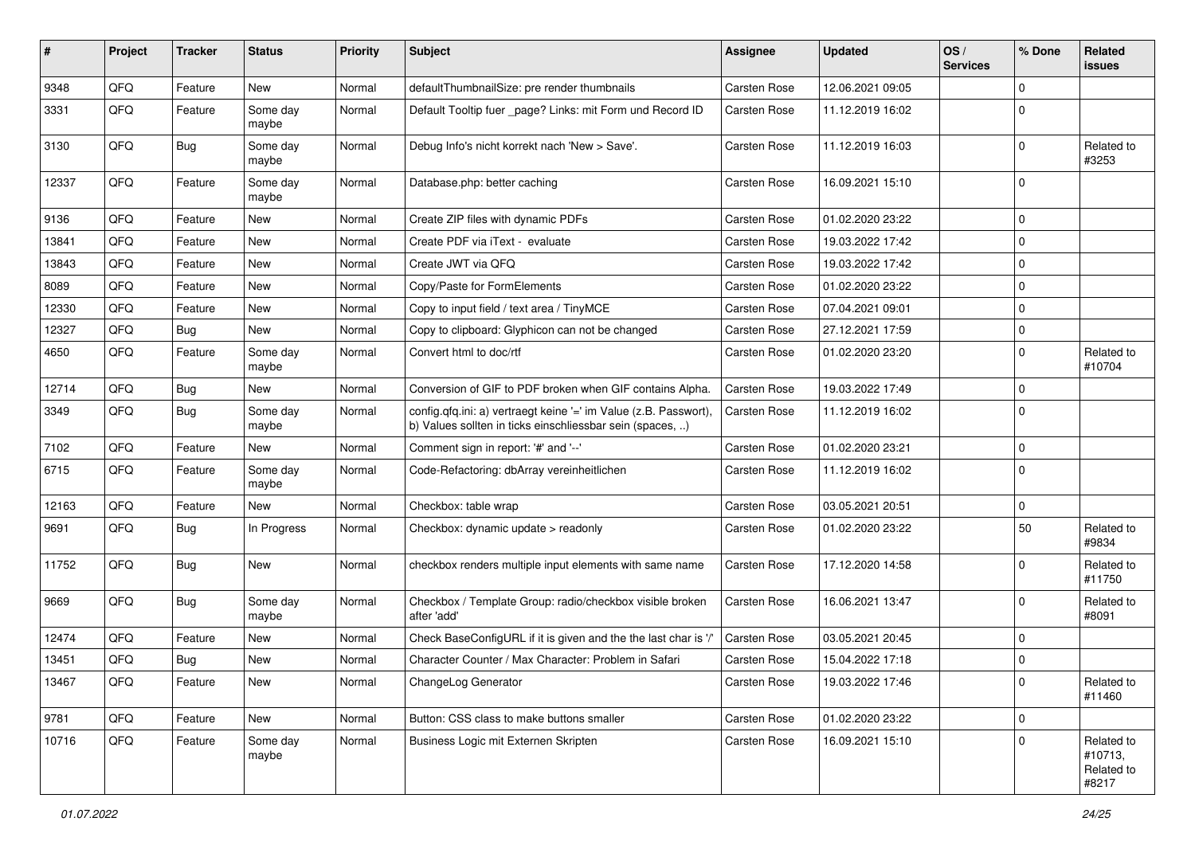| # | Project | Tracker | Status | Priority | Subject | Assignee | Updated | OS / Services | % Done | Related issues |
|---|---|---|---|---|---|---|---|---|---|---|
| 9348 | QFQ | Feature | New | Normal | defaultThumbnailSize: pre render thumbnails | Carsten Rose | 12.06.2021 09:05 | | 0 | |
| 3331 | QFQ | Feature | Some day maybe | Normal | Default Tooltip fuer _page? Links: mit Form und Record ID | Carsten Rose | 11.12.2019 16:02 | | 0 | |
| 3130 | QFQ | Bug | Some day maybe | Normal | Debug Info's nicht korrekt nach 'New > Save'. | Carsten Rose | 11.12.2019 16:03 | | 0 | Related to #3253 |
| 12337 | QFQ | Feature | Some day maybe | Normal | Database.php: better caching | Carsten Rose | 16.09.2021 15:10 | | 0 | |
| 9136 | QFQ | Feature | New | Normal | Create ZIP files with dynamic PDFs | Carsten Rose | 01.02.2020 23:22 | | 0 | |
| 13841 | QFQ | Feature | New | Normal | Create PDF via iText - evaluate | Carsten Rose | 19.03.2022 17:42 | | 0 | |
| 13843 | QFQ | Feature | New | Normal | Create JWT via QFQ | Carsten Rose | 19.03.2022 17:42 | | 0 | |
| 8089 | QFQ | Feature | New | Normal | Copy/Paste for FormElements | Carsten Rose | 01.02.2020 23:22 | | 0 | |
| 12330 | QFQ | Feature | New | Normal | Copy to input field / text area / TinyMCE | Carsten Rose | 07.04.2021 09:01 | | 0 | |
| 12327 | QFQ | Bug | New | Normal | Copy to clipboard: Glyphicon can not be changed | Carsten Rose | 27.12.2021 17:59 | | 0 | |
| 4650 | QFQ | Feature | Some day maybe | Normal | Convert html to doc/rtf | Carsten Rose | 01.02.2020 23:20 | | 0 | Related to #10704 |
| 12714 | QFQ | Bug | New | Normal | Conversion of GIF to PDF broken when GIF contains Alpha. | Carsten Rose | 19.03.2022 17:49 | | 0 | |
| 3349 | QFQ | Bug | Some day maybe | Normal | config.qfq.ini: a) vertraegt keine '=' im Value (z.B. Passwort), b) Values sollten in ticks einschliessbar sein (spaces, ..) | Carsten Rose | 11.12.2019 16:02 | | 0 | |
| 7102 | QFQ | Feature | New | Normal | Comment sign in report: '#' and '--' | Carsten Rose | 01.02.2020 23:21 | | 0 | |
| 6715 | QFQ | Feature | Some day maybe | Normal | Code-Refactoring: dbArray vereinheitlichen | Carsten Rose | 11.12.2019 16:02 | | 0 | |
| 12163 | QFQ | Feature | New | Normal | Checkbox: table wrap | Carsten Rose | 03.05.2021 20:51 | | 0 | |
| 9691 | QFQ | Bug | In Progress | Normal | Checkbox: dynamic update > readonly | Carsten Rose | 01.02.2020 23:22 | | 50 | Related to #9834 |
| 11752 | QFQ | Bug | New | Normal | checkbox renders multiple input elements with same name | Carsten Rose | 17.12.2020 14:58 | | 0 | Related to #11750 |
| 9669 | QFQ | Bug | Some day maybe | Normal | Checkbox / Template Group: radio/checkbox visible broken after 'add' | Carsten Rose | 16.06.2021 13:47 | | 0 | Related to #8091 |
| 12474 | QFQ | Feature | New | Normal | Check BaseConfigURL if it is given and the the last char is '/' | Carsten Rose | 03.05.2021 20:45 | | 0 | |
| 13451 | QFQ | Bug | New | Normal | Character Counter / Max Character: Problem in Safari | Carsten Rose | 15.04.2022 17:18 | | 0 | |
| 13467 | QFQ | Feature | New | Normal | ChangeLog Generator | Carsten Rose | 19.03.2022 17:46 | | 0 | Related to #11460 |
| 9781 | QFQ | Feature | New | Normal | Button: CSS class to make buttons smaller | Carsten Rose | 01.02.2020 23:22 | | 0 | |
| 10716 | QFQ | Feature | Some day maybe | Normal | Business Logic mit Externen Skripten | Carsten Rose | 16.09.2021 15:10 | | 0 | Related to #10713, Related to #8217 |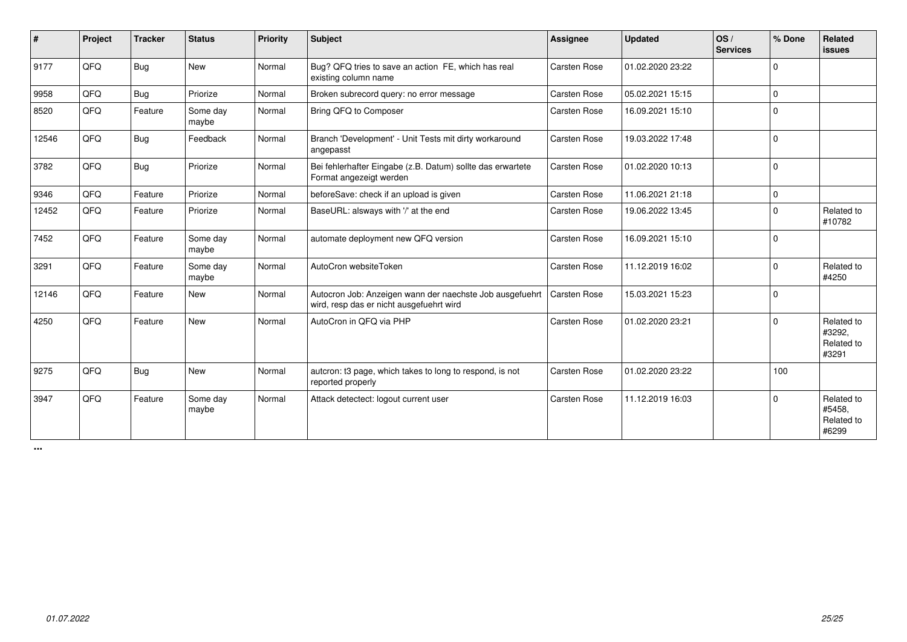| # | Project | Tracker | Status | Priority | Subject | Assignee | Updated | OS / Services | % Done | Related issues |
|---|---|---|---|---|---|---|---|---|---|---|
| 9177 | QFQ | Bug | New | Normal | Bug? QFQ tries to save an action FE, which has real existing column name | Carsten Rose | 01.02.2020 23:22 | | 0 | |
| 9958 | QFQ | Bug | Priorize | Normal | Broken subrecord query: no error message | Carsten Rose | 05.02.2021 15:15 | | 0 | |
| 8520 | QFQ | Feature | Some day maybe | Normal | Bring QFQ to Composer | Carsten Rose | 16.09.2021 15:10 | | 0 | |
| 12546 | QFQ | Bug | Feedback | Normal | Branch 'Development' - Unit Tests mit dirty workaround angepasst | Carsten Rose | 19.03.2022 17:48 | | 0 | |
| 3782 | QFQ | Bug | Priorize | Normal | Bei fehlerhafter Eingabe (z.B. Datum) sollte das erwartete Format angezeigt werden | Carsten Rose | 01.02.2020 10:13 | | 0 | |
| 9346 | QFQ | Feature | Priorize | Normal | beforeSave: check if an upload is given | Carsten Rose | 11.06.2021 21:18 | | 0 | |
| 12452 | QFQ | Feature | Priorize | Normal | BaseURL: alsways with '/' at the end | Carsten Rose | 19.06.2022 13:45 | | 0 | Related to #10782 |
| 7452 | QFQ | Feature | Some day maybe | Normal | automate deployment new QFQ version | Carsten Rose | 16.09.2021 15:10 | | 0 | |
| 3291 | QFQ | Feature | Some day maybe | Normal | AutoCron websiteToken | Carsten Rose | 11.12.2019 16:02 | | 0 | Related to #4250 |
| 12146 | QFQ | Feature | New | Normal | Autocron Job: Anzeigen wann der naechste Job ausgefuehrt wird, resp das er nicht ausgefuehrt wird | Carsten Rose | 15.03.2021 15:23 | | 0 | |
| 4250 | QFQ | Feature | New | Normal | AutoCron in QFQ via PHP | Carsten Rose | 01.02.2020 23:21 | | 0 | Related to #3292, Related to #3291 |
| 9275 | QFQ | Bug | New | Normal | autcron: t3 page, which takes to long to respond, is not reported properly | Carsten Rose | 01.02.2020 23:22 | | 100 | |
| 3947 | QFQ | Feature | Some day maybe | Normal | Attack detectect: logout current user | Carsten Rose | 11.12.2019 16:03 | | 0 | Related to #5458, Related to #6299 |

...